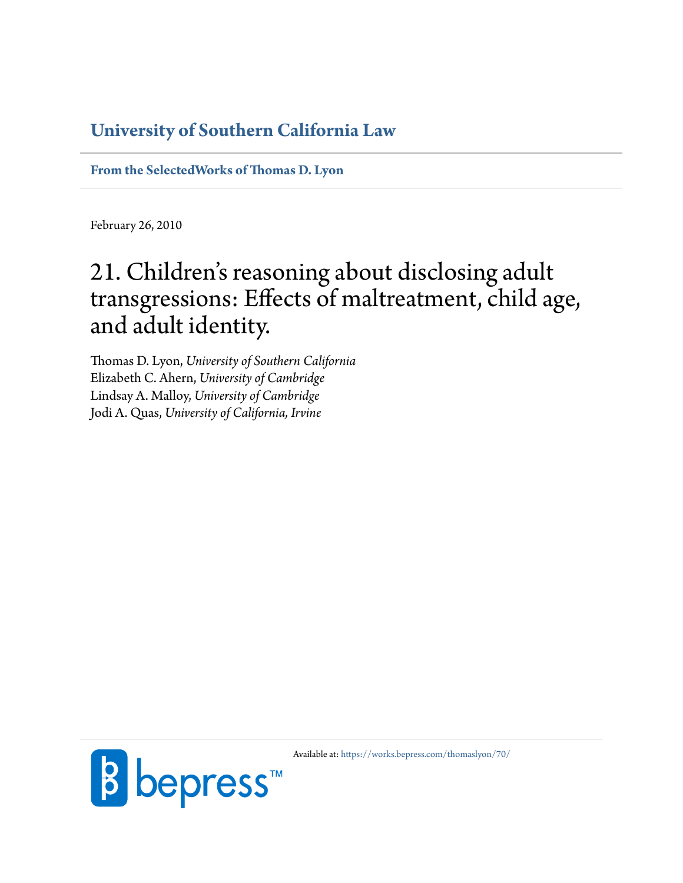**University of Southern California Law**

**From the SelectedWorks of Thomas D. Lyon**

February 26, 2010

# 21. Children's reasoning about disclosing adult transgressions: Effects of maltreatment, child age, and adult identity.

Thomas D. Lyon, *University of Southern California*
Elizabeth C. Ahern, *University of Cambridge*
Lindsay A. Malloy, *University of Cambridge*
Jodi A. Quas, *University of California, Irvine*

Available at: https://works.bepress.com/thomaslyon/70/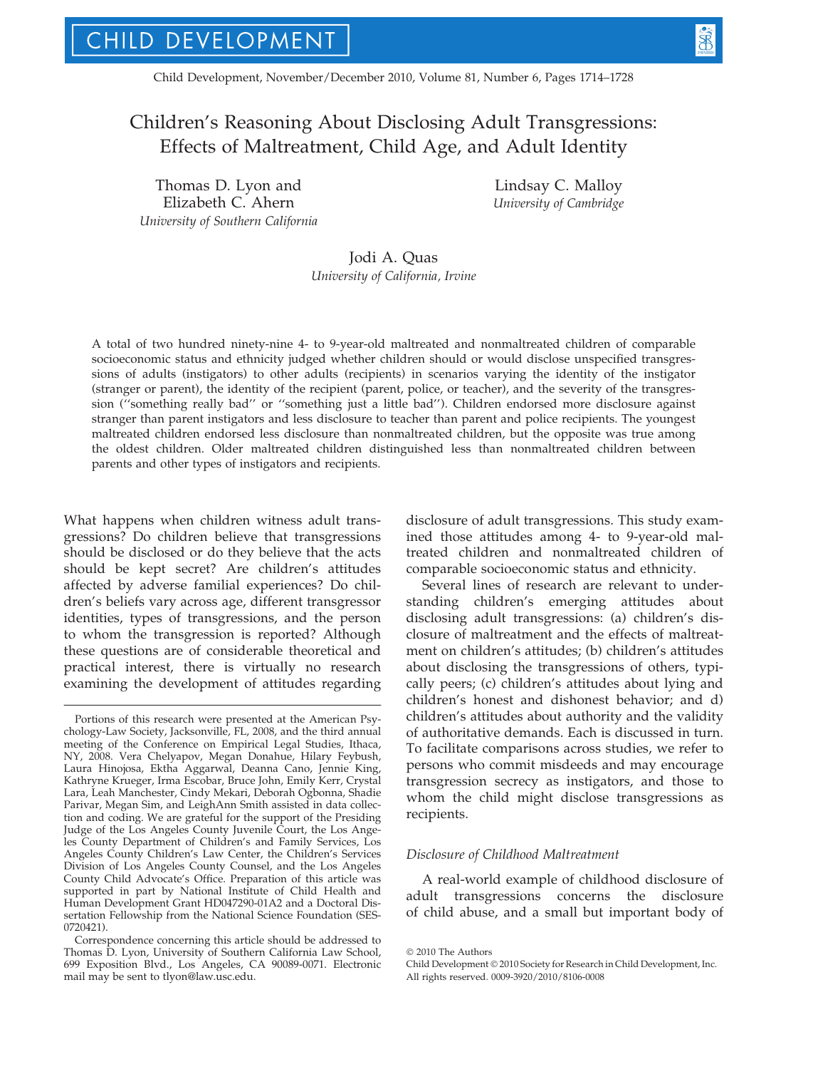# Children's Reasoning About Disclosing Adult Transgressions: Effects of Maltreatment, Child Age, and Adult Identity

Thomas D. Lyon and Elizabeth C. Ahern
*University of Southern California*

Lindsay C. Malloy
*University of Cambridge*

Jodi A. Quas
*University of California, Irvine*

A total of two hundred ninety-nine 4- to 9-year-old maltreated and nonmaltreated children of comparable socioeconomic status and ethnicity judged whether children should or would disclose unspecified transgressions of adults (instigators) to other adults (recipients) in scenarios varying the identity of the instigator (stranger or parent), the identity of the recipient (parent, police, or teacher), and the severity of the transgression (''something really bad'' or ''something just a little bad''). Children endorsed more disclosure against stranger than parent instigators and less disclosure to teacher than parent and police recipients. The youngest maltreated children endorsed less disclosure than nonmaltreated children, but the opposite was true among the oldest children. Older maltreated children distinguished less than nonmaltreated children between parents and other types of instigators and recipients.

What happens when children witness adult transgressions? Do children believe that transgressions should be disclosed or do they believe that the acts should be kept secret? Are children's attitudes affected by adverse familial experiences? Do children's beliefs vary across age, different transgressor identities, types of transgressions, and the person to whom the transgression is reported? Although these questions are of considerable theoretical and practical interest, there is virtually no research examining the development of attitudes regarding disclosure of adult transgressions. This study examined those attitudes among 4- to 9-year-old maltreated children and nonmaltreated children of comparable socioeconomic status and ethnicity.

Several lines of research are relevant to understanding children's emerging attitudes about disclosing adult transgressions: (a) children's disclosure of maltreatment and the effects of maltreatment on children's attitudes; (b) children's attitudes about disclosing the transgressions of others, typically peers; (c) children's attitudes about lying and children's honest and dishonest behavior; and d) children's attitudes about authority and the validity of authoritative demands. Each is discussed in turn. To facilitate comparisons across studies, we refer to persons who commit misdeeds and may encourage transgression secrecy as instigators, and those to whom the child might disclose transgressions as recipients.

### Disclosure of Childhood Maltreatment

A real-world example of childhood disclosure of adult transgressions concerns the disclosure of child abuse, and a small but important body of

---

Portions of this research were presented at the American Psychology-Law Society, Jacksonville, FL, 2008, and the third annual meeting of the Conference on Empirical Legal Studies, Ithaca, NY, 2008. Vera Chelyapov, Megan Donahue, Hilary Feybush, Laura Hinojosa, Ektha Aggarwal, Deanna Cano, Jennie King, Kathryne Krueger, Irma Escobar, Bruce John, Emily Kerr, Crystal Lara, Leah Manchester, Cindy Mekari, Deborah Ogbonna, Shadie Parivar, Megan Sim, and LeighAnn Smith assisted in data collection and coding. We are grateful for the support of the Presiding Judge of the Los Angeles County Juvenile Court, the Los Angeles County Department of Children's and Family Services, Los Angeles County Children's Law Center, the Children's Services Division of Los Angeles County Counsel, and the Los Angeles County Child Advocate's Office. Preparation of this article was supported in part by National Institute of Child Health and Human Development Grant HD047290-01A2 and a Doctoral Dissertation Fellowship from the National Science Foundation (SES-0720421).

Correspondence concerning this article should be addressed to Thomas D. Lyon, University of Southern California Law School, 699 Exposition Blvd., Los Angeles, CA 90089-0071. Electronic mail may be sent to tlyon@law.usc.edu.

© 2010 The Authors
Child Development © 2010 Society for Research in Child Development, Inc.
All rights reserved. 0009-3920/2010/8106-0008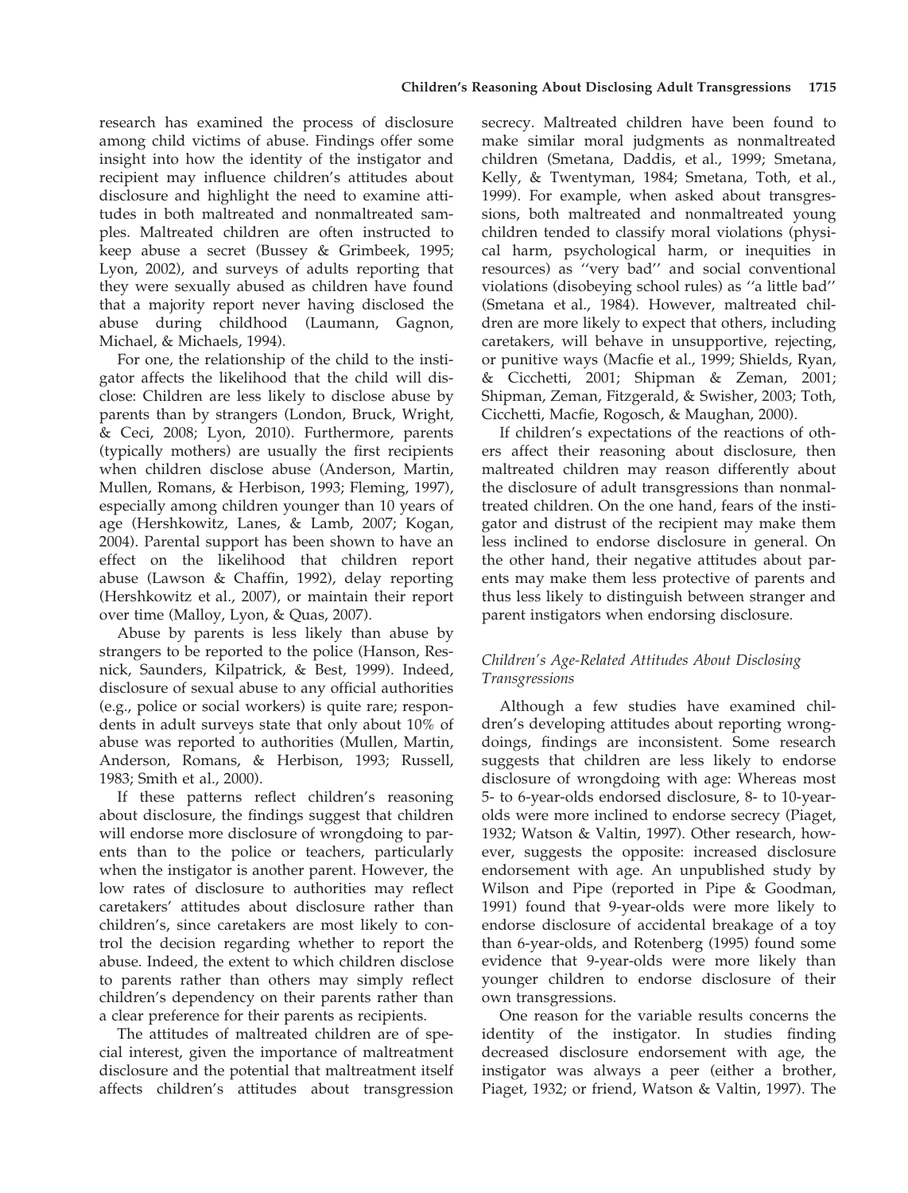research has examined the process of disclosure among child victims of abuse. Findings offer some insight into how the identity of the instigator and recipient may influence children's attitudes about disclosure and highlight the need to examine attitudes in both maltreated and nonmaltreated samples. Maltreated children are often instructed to keep abuse a secret (Bussey & Grimbeek, 1995; Lyon, 2002), and surveys of adults reporting that they were sexually abused as children have found that a majority report never having disclosed the abuse during childhood (Laumann, Gagnon, Michael, & Michaels, 1994).

For one, the relationship of the child to the instigator affects the likelihood that the child will disclose: Children are less likely to disclose abuse by parents than by strangers (London, Bruck, Wright, & Ceci, 2008; Lyon, 2010). Furthermore, parents (typically mothers) are usually the first recipients when children disclose abuse (Anderson, Martin, Mullen, Romans, & Herbison, 1993; Fleming, 1997), especially among children younger than 10 years of age (Hershkowitz, Lanes, & Lamb, 2007; Kogan, 2004). Parental support has been shown to have an effect on the likelihood that children report abuse (Lawson & Chaffin, 1992), delay reporting (Hershkowitz et al., 2007), or maintain their report over time (Malloy, Lyon, & Quas, 2007).

Abuse by parents is less likely than abuse by strangers to be reported to the police (Hanson, Resnick, Saunders, Kilpatrick, & Best, 1999). Indeed, disclosure of sexual abuse to any official authorities (e.g., police or social workers) is quite rare; respondents in adult surveys state that only about 10% of abuse was reported to authorities (Mullen, Martin, Anderson, Romans, & Herbison, 1993; Russell, 1983; Smith et al., 2000).

If these patterns reflect children's reasoning about disclosure, the findings suggest that children will endorse more disclosure of wrongdoing to parents than to the police or teachers, particularly when the instigator is another parent. However, the low rates of disclosure to authorities may reflect caretakers' attitudes about disclosure rather than children's, since caretakers are most likely to control the decision regarding whether to report the abuse. Indeed, the extent to which children disclose to parents rather than others may simply reflect children's dependency on their parents rather than a clear preference for their parents as recipients.

The attitudes of maltreated children are of special interest, given the importance of maltreatment disclosure and the potential that maltreatment itself affects children's attitudes about transgression secrecy. Maltreated children have been found to make similar moral judgments as nonmaltreated children (Smetana, Daddis, et al., 1999; Smetana, Kelly, & Twentyman, 1984; Smetana, Toth, et al., 1999). For example, when asked about transgressions, both maltreated and nonmaltreated young children tended to classify moral violations (physical harm, psychological harm, or inequities in resources) as "very bad" and social conventional violations (disobeying school rules) as "a little bad" (Smetana et al., 1984). However, maltreated children are more likely to expect that others, including caretakers, will behave in unsupportive, rejecting, or punitive ways (Macfie et al., 1999; Shields, Ryan, & Cicchetti, 2001; Shipman & Zeman, 2001; Shipman, Zeman, Fitzgerald, & Swisher, 2003; Toth, Cicchetti, Macfie, Rogosch, & Maughan, 2000).

If children's expectations of the reactions of others affect their reasoning about disclosure, then maltreated children may reason differently about the disclosure of adult transgressions than nonmaltreated children. On the one hand, fears of the instigator and distrust of the recipient may make them less inclined to endorse disclosure in general. On the other hand, their negative attitudes about parents may make them less protective of parents and thus less likely to distinguish between stranger and parent instigators when endorsing disclosure.

### *Children's Age-Related Attitudes About Disclosing Transgressions*

Although a few studies have examined children's developing attitudes about reporting wrongdoings, findings are inconsistent. Some research suggests that children are less likely to endorse disclosure of wrongdoing with age: Whereas most 5- to 6-year-olds endorsed disclosure, 8- to 10-year-olds were more inclined to endorse secrecy (Piaget, 1932; Watson & Valtin, 1997). Other research, however, suggests the opposite: increased disclosure endorsement with age. An unpublished study by Wilson and Pipe (reported in Pipe & Goodman, 1991) found that 9-year-olds were more likely to endorse disclosure of accidental breakage of a toy than 6-year-olds, and Rotenberg (1995) found some evidence that 9-year-olds were more likely than younger children to endorse disclosure of their own transgressions.

One reason for the variable results concerns the identity of the instigator. In studies finding decreased disclosure endorsement with age, the instigator was always a peer (either a brother, Piaget, 1932; or friend, Watson & Valtin, 1997). The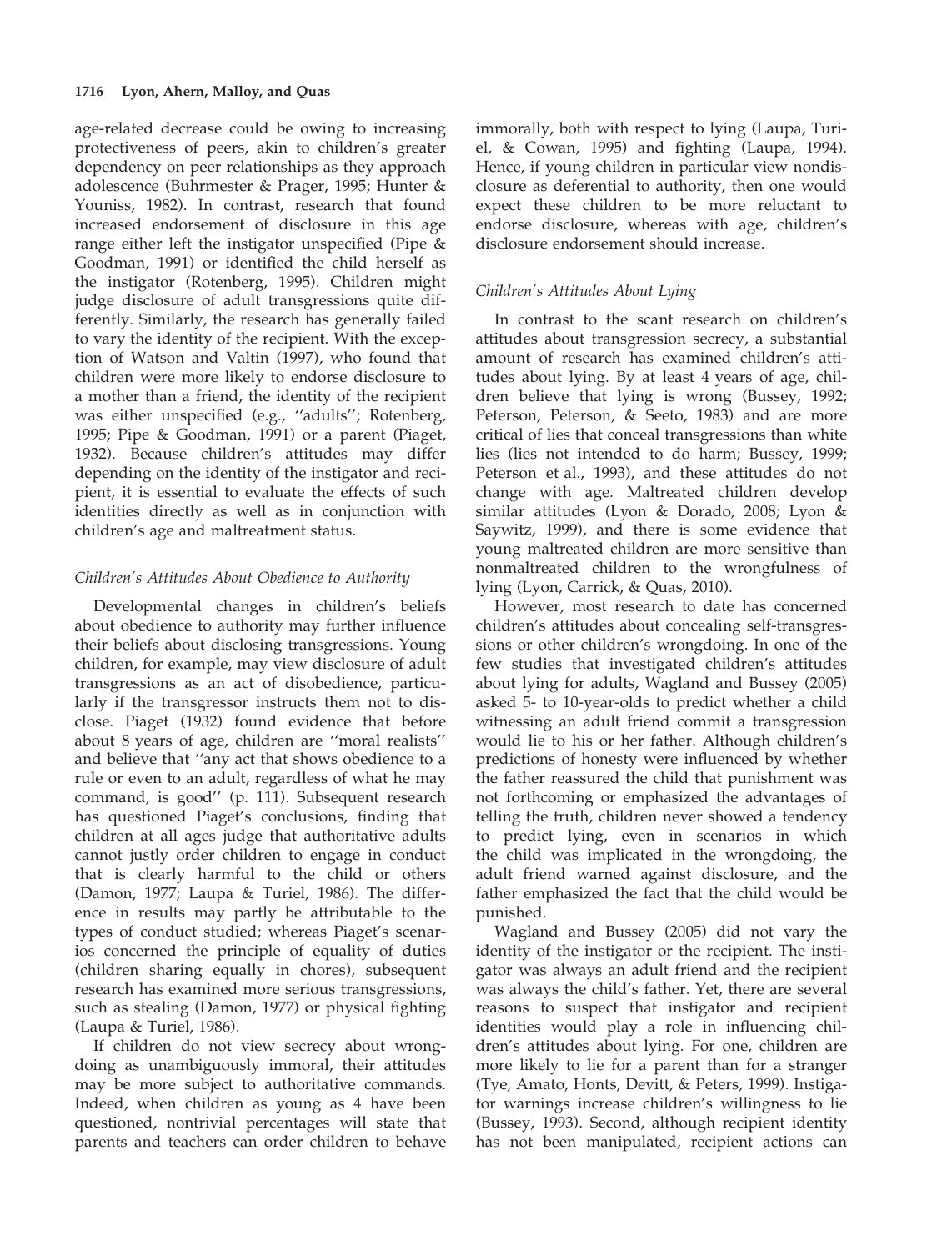age-related decrease could be owing to increasing protectiveness of peers, akin to children's greater dependency on peer relationships as they approach adolescence (Buhrmester & Prager, 1995; Hunter & Youniss, 1982). In contrast, research that found increased endorsement of disclosure in this age range either left the instigator unspecified (Pipe & Goodman, 1991) or identified the child herself as the instigator (Rotenberg, 1995). Children might judge disclosure of adult transgressions quite differently. Similarly, the research has generally failed to vary the identity of the recipient. With the exception of Watson and Valtin (1997), who found that children were more likely to endorse disclosure to a mother than a friend, the identity of the recipient was either unspecified (e.g., ''adults''; Rotenberg, 1995; Pipe & Goodman, 1991) or a parent (Piaget, 1932). Because children's attitudes may differ depending on the identity of the instigator and recipient, it is essential to evaluate the effects of such identities directly as well as in conjunction with children's age and maltreatment status.

### *Children's Attitudes About Obedience to Authority*

Developmental changes in children's beliefs about obedience to authority may further influence their beliefs about disclosing transgressions. Young children, for example, may view disclosure of adult transgressions as an act of disobedience, particularly if the transgressor instructs them not to disclose. Piaget (1932) found evidence that before about 8 years of age, children are ''moral realists'' and believe that ''any act that shows obedience to a rule or even to an adult, regardless of what he may command, is good'' (p. 111). Subsequent research has questioned Piaget's conclusions, finding that children at all ages judge that authoritative adults cannot justly order children to engage in conduct that is clearly harmful to the child or others (Damon, 1977; Laupa & Turiel, 1986). The difference in results may partly be attributable to the types of conduct studied; whereas Piaget's scenarios concerned the principle of equality of duties (children sharing equally in chores), subsequent research has examined more serious transgressions, such as stealing (Damon, 1977) or physical fighting (Laupa & Turiel, 1986).

If children do not view secrecy about wrongdoing as unambiguously immoral, their attitudes may be more subject to authoritative commands. Indeed, when children as young as 4 have been questioned, nontrivial percentages will state that parents and teachers can order children to behave immorally, both with respect to lying (Laupa, Turiel, & Cowan, 1995) and fighting (Laupa, 1994). Hence, if young children in particular view nondisclosure as deferential to authority, then one would expect these children to be more reluctant to endorse disclosure, whereas with age, children's disclosure endorsement should increase.

### *Children's Attitudes About Lying*

In contrast to the scant research on children's attitudes about transgression secrecy, a substantial amount of research has examined children's attitudes about lying. By at least 4 years of age, children believe that lying is wrong (Bussey, 1992; Peterson, Peterson, & Seeto, 1983) and are more critical of lies that conceal transgressions than white lies (lies not intended to do harm; Bussey, 1999; Peterson et al., 1993), and these attitudes do not change with age. Maltreated children develop similar attitudes (Lyon & Dorado, 2008; Lyon & Saywitz, 1999), and there is some evidence that young maltreated children are more sensitive than nonmaltreated children to the wrongfulness of lying (Lyon, Carrick, & Quas, 2010).

However, most research to date has concerned children's attitudes about concealing self-transgressions or other children's wrongdoing. In one of the few studies that investigated children's attitudes about lying for adults, Wagland and Bussey (2005) asked 5- to 10-year-olds to predict whether a child witnessing an adult friend commit a transgression would lie to his or her father. Although children's predictions of honesty were influenced by whether the father reassured the child that punishment was not forthcoming or emphasized the advantages of telling the truth, children never showed a tendency to predict lying, even in scenarios in which the child was implicated in the wrongdoing, the adult friend warned against disclosure, and the father emphasized the fact that the child would be punished.

Wagland and Bussey (2005) did not vary the identity of the instigator or the recipient. The instigator was always an adult friend and the recipient was always the child's father. Yet, there are several reasons to suspect that instigator and recipient identities would play a role in influencing children's attitudes about lying. For one, children are more likely to lie for a parent than for a stranger (Tye, Amato, Honts, Devitt, & Peters, 1999). Instigator warnings increase children's willingness to lie (Bussey, 1993). Second, although recipient identity has not been manipulated, recipient actions can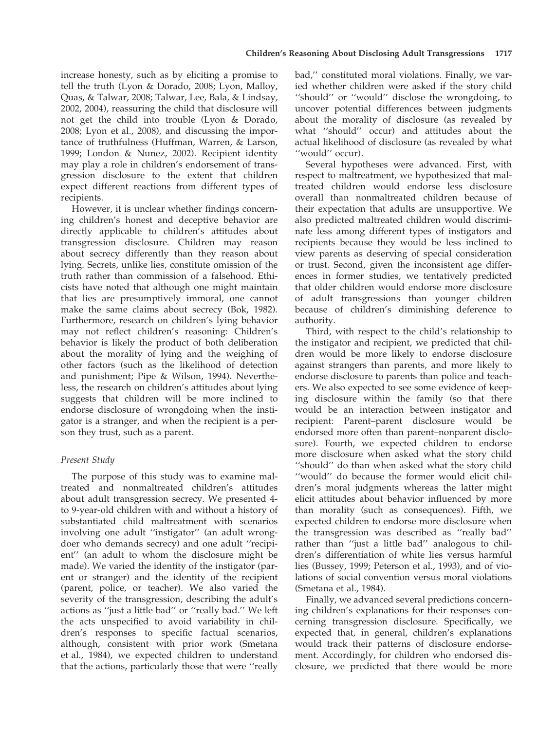increase honesty, such as by eliciting a promise to tell the truth (Lyon & Dorado, 2008; Lyon, Malloy, Quas, & Talwar, 2008; Talwar, Lee, Bala, & Lindsay, 2002, 2004), reassuring the child that disclosure will not get the child into trouble (Lyon & Dorado, 2008; Lyon et al., 2008), and discussing the importance of truthfulness (Huffman, Warren, & Larson, 1999; London & Nunez, 2002). Recipient identity may play a role in children's endorsement of transgression disclosure to the extent that children expect different reactions from different types of recipients.

However, it is unclear whether findings concerning children's honest and deceptive behavior are directly applicable to children's attitudes about transgression disclosure. Children may reason about secrecy differently than they reason about lying. Secrets, unlike lies, constitute omission of the truth rather than commission of a falsehood. Ethicists have noted that although one might maintain that lies are presumptively immoral, one cannot make the same claims about secrecy (Bok, 1982). Furthermore, research on children's lying behavior may not reflect children's reasoning: Children's behavior is likely the product of both deliberation about the morality of lying and the weighing of other factors (such as the likelihood of detection and punishment; Pipe & Wilson, 1994). Nevertheless, the research on children's attitudes about lying suggests that children will be more inclined to endorse disclosure of wrongdoing when the instigator is a stranger, and when the recipient is a person they trust, such as a parent.

### Present Study

The purpose of this study was to examine maltreated and nonmaltreated children's attitudes about adult transgression secrecy. We presented 4- to 9-year-old children with and without a history of substantiated child maltreatment with scenarios involving one adult "instigator" (an adult wrongdoer who demands secrecy) and one adult "recipient" (an adult to whom the disclosure might be made). We varied the identity of the instigator (parent or stranger) and the identity of the recipient (parent, police, or teacher). We also varied the severity of the transgression, describing the adult's actions as "just a little bad" or "really bad." We left the acts unspecified to avoid variability in children's responses to specific factual scenarios, although, consistent with prior work (Smetana et al., 1984), we expected children to understand that the actions, particularly those that were "really bad," constituted moral violations. Finally, we varied whether children were asked if the story child "should" or "would" disclose the wrongdoing, to uncover potential differences between judgments about the morality of disclosure (as revealed by what "should" occur) and attitudes about the actual likelihood of disclosure (as revealed by what "would" occur).

Several hypotheses were advanced. First, with respect to maltreatment, we hypothesized that maltreated children would endorse less disclosure overall than nonmaltreated children because of their expectation that adults are unsupportive. We also predicted maltreated children would discriminate less among different types of instigators and recipients because they would be less inclined to view parents as deserving of special consideration or trust. Second, given the inconsistent age differences in former studies, we tentatively predicted that older children would endorse more disclosure of adult transgressions than younger children because of children's diminishing deference to authority.

Third, with respect to the child's relationship to the instigator and recipient, we predicted that children would be more likely to endorse disclosure against strangers than parents, and more likely to endorse disclosure to parents than police and teachers. We also expected to see some evidence of keeping disclosure within the family (so that there would be an interaction between instigator and recipient: Parent–parent disclosure would be endorsed more often than parent–nonparent disclosure). Fourth, we expected children to endorse more disclosure when asked what the story child "should" do than when asked what the story child "would" do because the former would elicit children's moral judgments whereas the latter might elicit attitudes about behavior influenced by more than morality (such as consequences). Fifth, we expected children to endorse more disclosure when the transgression was described as "really bad" rather than "just a little bad" analogous to children's differentiation of white lies versus harmful lies (Bussey, 1999; Peterson et al., 1993), and of violations of social convention versus moral violations (Smetana et al., 1984).

Finally, we advanced several predictions concerning children's explanations for their responses concerning transgression disclosure. Specifically, we expected that, in general, children's explanations would track their patterns of disclosure endorsement. Accordingly, for children who endorsed disclosure, we predicted that there would be more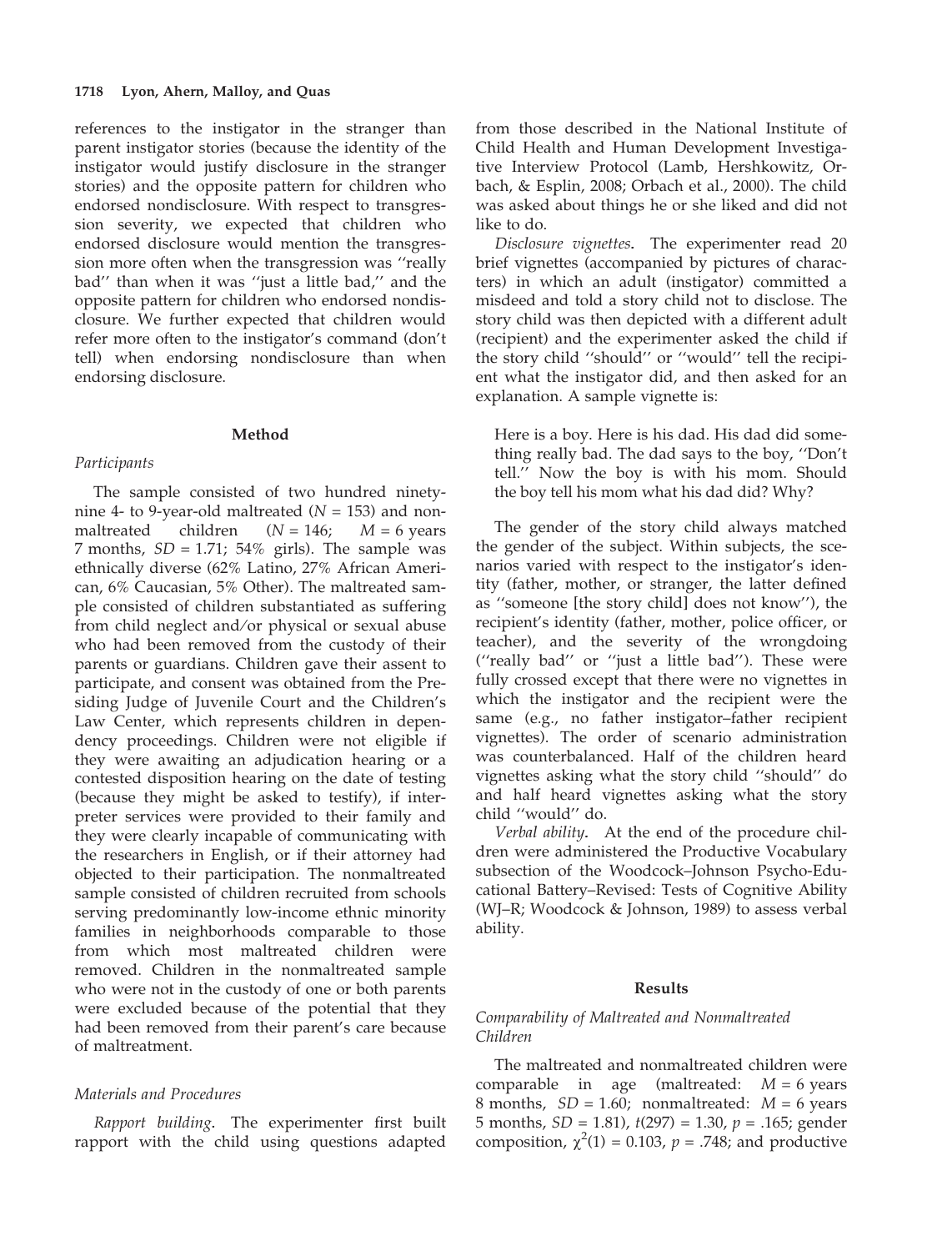references to the instigator in the stranger than parent instigator stories (because the identity of the instigator would justify disclosure in the stranger stories) and the opposite pattern for children who endorsed nondisclosure. With respect to transgression severity, we expected that children who endorsed disclosure would mention the transgression more often when the transgression was ''really bad'' than when it was ''just a little bad,'' and the opposite pattern for children who endorsed nondisclosure. We further expected that children would refer more often to the instigator's command (don't tell) when endorsing nondisclosure than when endorsing disclosure.

## Method

### Participants

The sample consisted of two hundred ninety-nine 4- to 9-year-old maltreated ($N$ = 153) and nonmaltreated children ($N$ = 146; $M$ = 6 years 7 months, $SD$ = 1.71; 54% girls). The sample was ethnically diverse (62% Latino, 27% African American, 6% Caucasian, 5% Other). The maltreated sample consisted of children substantiated as suffering from child neglect and/or physical or sexual abuse who had been removed from the custody of their parents or guardians. Children gave their assent to participate, and consent was obtained from the Presiding Judge of Juvenile Court and the Children's Law Center, which represents children in dependency proceedings. Children were not eligible if they were awaiting an adjudication hearing or a contested disposition hearing on the date of testing (because they might be asked to testify), if interpreter services were provided to their family and they were clearly incapable of communicating with the researchers in English, or if their attorney had objected to their participation. The nonmaltreated sample consisted of children recruited from schools serving predominantly low-income ethnic minority families in neighborhoods comparable to those from which most maltreated children were removed. Children in the nonmaltreated sample who were not in the custody of one or both parents were excluded because of the potential that they had been removed from their parent's care because of maltreatment.

### Materials and Procedures

*Rapport building*. The experimenter first built rapport with the child using questions adapted from those described in the National Institute of Child Health and Human Development Investigative Interview Protocol (Lamb, Hershkowitz, Orbach, & Esplin, 2008; Orbach et al., 2000). The child was asked about things he or she liked and did not like to do.

*Disclosure vignettes*. The experimenter read 20 brief vignettes (accompanied by pictures of characters) in which an adult (instigator) committed a misdeed and told a story child not to disclose. The story child was then depicted with a different adult (recipient) and the experimenter asked the child if the story child ''should'' or ''would'' tell the recipient what the instigator did, and then asked for an explanation. A sample vignette is:

> Here is a boy. Here is his dad. His dad did something really bad. The dad says to the boy, ''Don't tell.'' Now the boy is with his mom. Should the boy tell his mom what his dad did? Why?

The gender of the story child always matched the gender of the subject. Within subjects, the scenarios varied with respect to the instigator's identity (father, mother, or stranger, the latter defined as ''someone [the story child] does not know''), the recipient's identity (father, mother, police officer, or teacher), and the severity of the wrongdoing (''really bad'' or ''just a little bad''). These were fully crossed except that there were no vignettes in which the instigator and the recipient were the same (e.g., no father instigator–father recipient vignettes). The order of scenario administration was counterbalanced. Half of the children heard vignettes asking what the story child ''should'' do and half heard vignettes asking what the story child ''would'' do.

*Verbal ability*. At the end of the procedure children were administered the Productive Vocabulary subsection of the Woodcock–Johnson Psycho-Educational Battery–Revised: Tests of Cognitive Ability (WJ–R; Woodcock & Johnson, 1989) to assess verbal ability.

## Results

### Comparability of Maltreated and Nonmaltreated Children

The maltreated and nonmaltreated children were comparable in age (maltreated: $M$ = 6 years 8 months, $SD$ = 1.60; nonmaltreated: $M$ = 6 years 5 months, $SD$ = 1.81), $t(297)$ = 1.30, $p$ = .165; gender composition, $\chi^2(1)$ = 0.103, $p$ = .748; and productive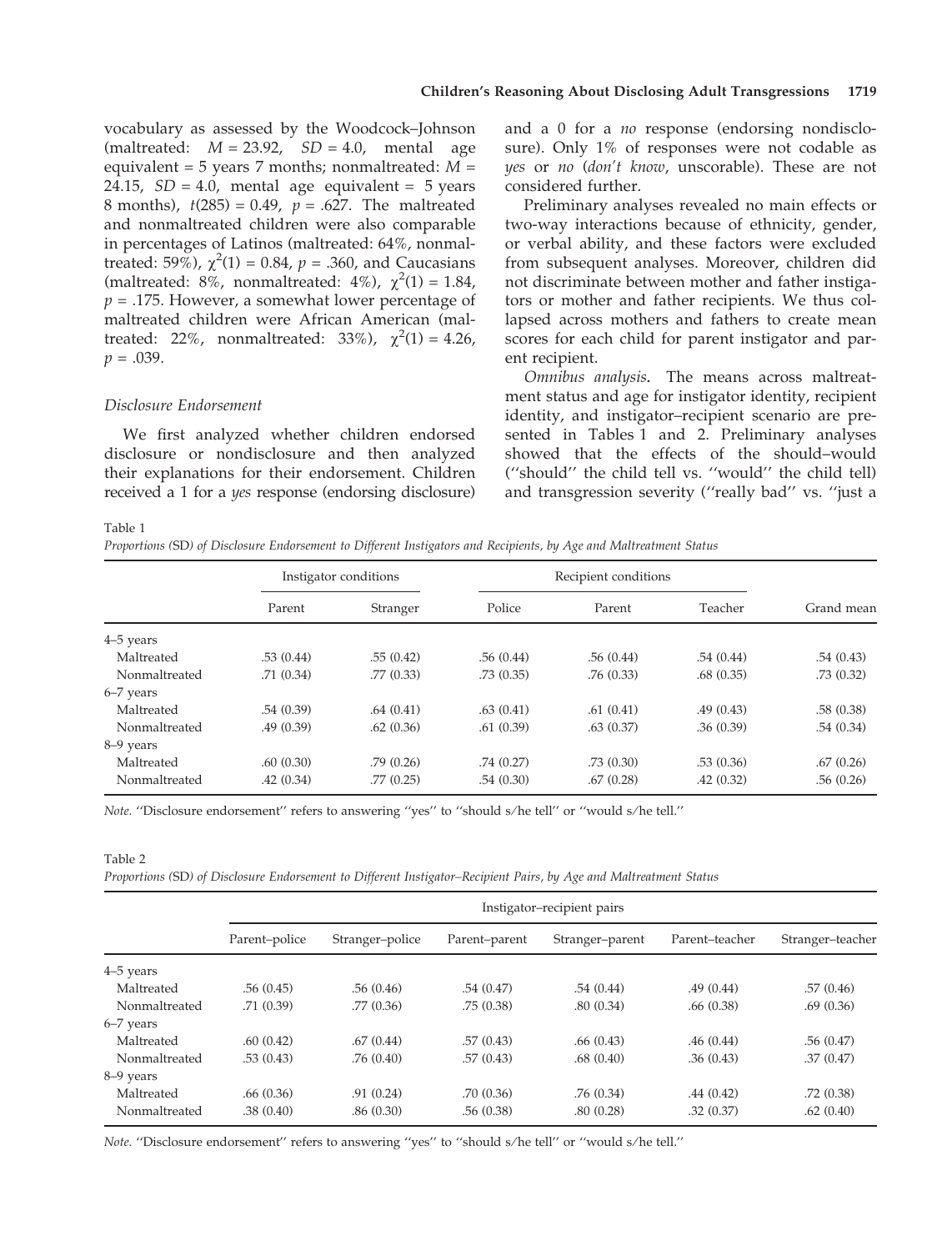vocabulary as assessed by the Woodcock–Johnson (maltreated: $M = 23.92$, $SD = 4.0$, mental age equivalent = 5 years 7 months; nonmaltreated: $M = 24.15$, $SD = 4.0$, mental age equivalent = 5 years 8 months), $t(285) = 0.49$, $p = .627$. The maltreated and nonmaltreated children were also comparable in percentages of Latinos (maltreated: 64%, nonmaltreated: 59%), $\chi^2(1) = 0.84$, $p = .360$, and Caucasians (maltreated: 8%, nonmaltreated: 4%), $\chi^2(1) = 1.84$, $p = .175$. However, a somewhat lower percentage of maltreated children were African American (maltreated: 22%, nonmaltreated: 33%), $\chi^2(1) = 4.26$, $p = .039$.

### Disclosure Endorsement

We first analyzed whether children endorsed disclosure or nondisclosure and then analyzed their explanations for their endorsement. Children received a 1 for a *yes* response (endorsing disclosure) and a 0 for a *no* response (endorsing nondisclosure). Only 1% of responses were not codable as *yes* or *no* (*don't know*, unscorable). These are not considered further.

Preliminary analyses revealed no main effects or two-way interactions because of ethnicity, gender, or verbal ability, and these factors were excluded from subsequent analyses. Moreover, children did not discriminate between mother and father instigators or mother and father recipients. We thus collapsed across mothers and fathers to create mean scores for each child for parent instigator and parent recipient.

*Omnibus analysis*. The means across maltreatment status and age for instigator identity, recipient identity, and instigator–recipient scenario are presented in Tables 1 and 2. Preliminary analyses showed that the effects of the should–would ("should" the child tell vs. "would" the child tell) and transgression severity ("really bad" vs. "just a

Table 1
*Proportions (SD) of Disclosure Endorsement to Different Instigators and Recipients, by Age and Maltreatment Status*

| | Instigator conditions | | Recipient conditions | | | |
|---|---|---|---|---|---|---|
| | Parent | Stranger | Police | Parent | Teacher | Grand mean |
| 4–5 years | | | | | | |
| Maltreated | .53 (0.44) | .55 (0.42) | .56 (0.44) | .56 (0.44) | .54 (0.44) | .54 (0.43) |
| Nonmaltreated | .71 (0.34) | .77 (0.33) | .73 (0.35) | .76 (0.33) | .68 (0.35) | .73 (0.32) |
| 6–7 years | | | | | | |
| Maltreated | .54 (0.39) | .64 (0.41) | .63 (0.41) | .61 (0.41) | .49 (0.43) | .58 (0.38) |
| Nonmaltreated | .49 (0.39) | .62 (0.36) | .61 (0.39) | .63 (0.37) | .36 (0.39) | .54 (0.34) |
| 8–9 years | | | | | | |
| Maltreated | .60 (0.30) | .79 (0.26) | .74 (0.27) | .73 (0.30) | .53 (0.36) | .67 (0.26) |
| Nonmaltreated | .42 (0.34) | .77 (0.25) | .54 (0.30) | .67 (0.28) | .42 (0.32) | .56 (0.26) |

*Note.* "Disclosure endorsement" refers to answering "yes" to "should s/he tell" or "would s/he tell."

Table 2
*Proportions (SD) of Disclosure Endorsement to Different Instigator–Recipient Pairs, by Age and Maltreatment Status*

| | Instigator–recipient pairs | | | | | |
|---|---|---|---|---|---|---|
| | Parent–police | Stranger–police | Parent–parent | Stranger–parent | Parent–teacher | Stranger–teacher |
| 4–5 years | | | | | | |
| Maltreated | .56 (0.45) | .56 (0.46) | .54 (0.47) | .54 (0.44) | .49 (0.44) | .57 (0.46) |
| Nonmaltreated | .71 (0.39) | .77 (0.36) | .75 (0.38) | .80 (0.34) | .66 (0.38) | .69 (0.36) |
| 6–7 years | | | | | | |
| Maltreated | .60 (0.42) | .67 (0.44) | .57 (0.43) | .66 (0.43) | .46 (0.44) | .56 (0.47) |
| Nonmaltreated | .53 (0.43) | .76 (0.40) | .57 (0.43) | .68 (0.40) | .36 (0.43) | .37 (0.47) |
| 8–9 years | | | | | | |
| Maltreated | .66 (0.36) | .91 (0.24) | .70 (0.36) | .76 (0.34) | .44 (0.42) | .72 (0.38) |
| Nonmaltreated | .38 (0.40) | .86 (0.30) | .56 (0.38) | .80 (0.28) | .32 (0.37) | .62 (0.40) |

*Note.* "Disclosure endorsement" refers to answering "yes" to "should s/he tell" or "would s/he tell."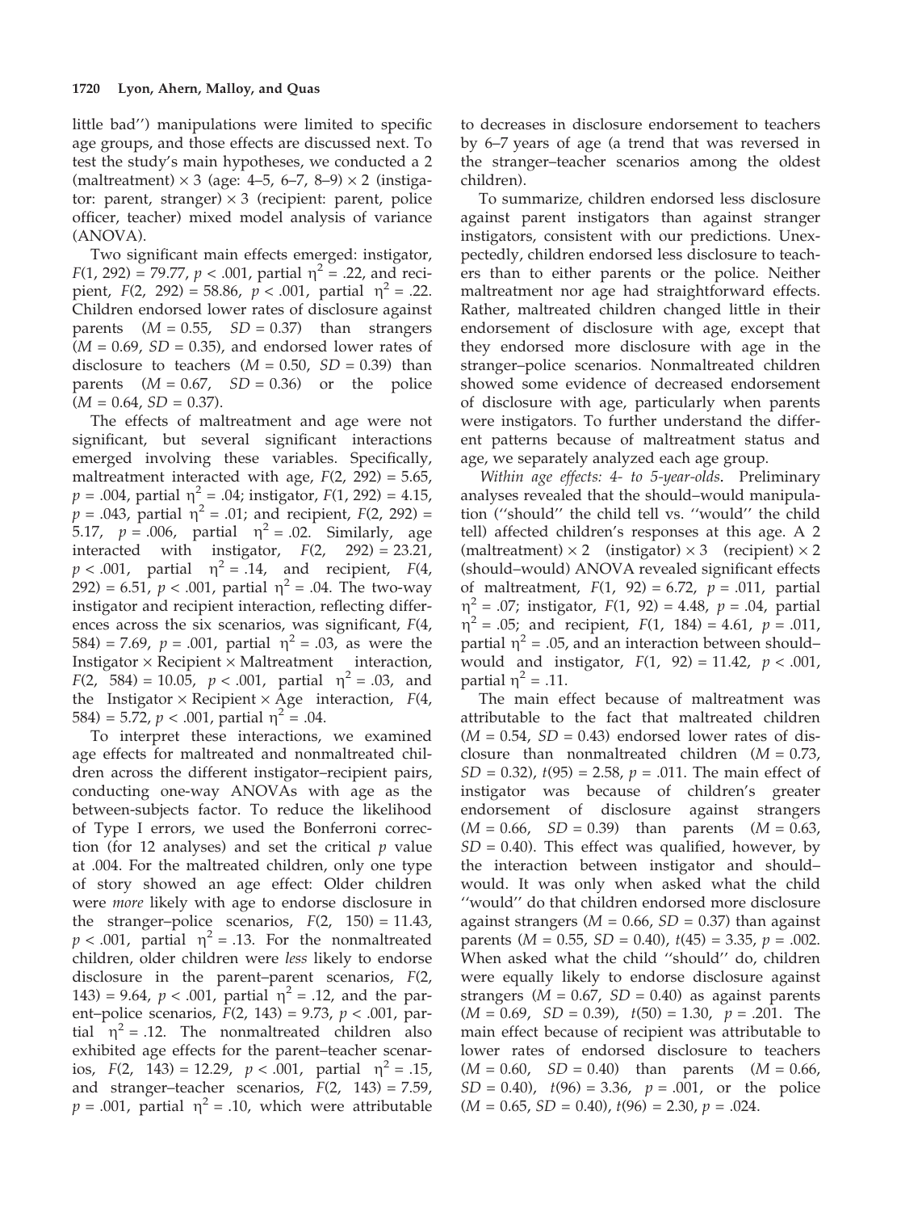little bad'') manipulations were limited to specific age groups, and those effects are discussed next. To test the study's main hypotheses, we conducted a 2 (maltreatment) × 3 (age: 4–5, 6–7, 8–9) × 2 (instigator: parent, stranger) × 3 (recipient: parent, police officer, teacher) mixed model analysis of variance (ANOVA).

Two significant main effects emerged: instigator, $F(1, 292) = 79.77$, $p < .001$, partial $\eta^2 = .22$, and recipient, $F(2, 292) = 58.86$, $p < .001$, partial $\eta^2 = .22$. Children endorsed lower rates of disclosure against parents ($M = 0.55$, $SD = 0.37$) than strangers ($M = 0.69$, $SD = 0.35$), and endorsed lower rates of disclosure to teachers ($M = 0.50$, $SD = 0.39$) than parents ($M = 0.67$, $SD = 0.36$) or the police ($M = 0.64$, $SD = 0.37$).

The effects of maltreatment and age were not significant, but several significant interactions emerged involving these variables. Specifically, maltreatment interacted with age, $F(2, 292) = 5.65$, $p = .004$, partial $\eta^2 = .04$; instigator, $F(1, 292) = 4.15$, $p = .043$, partial $\eta^2 = .01$; and recipient, $F(2, 292) = 5.17$, $p = .006$, partial $\eta^2 = .02$. Similarly, age interacted with instigator, $F(2, 292) = 23.21$, $p < .001$, partial $\eta^2 = .14$, and recipient, $F(4, 292) = 6.51$, $p < .001$, partial $\eta^2 = .04$. The two-way instigator and recipient interaction, reflecting differences across the six scenarios, was significant, $F(4, 584) = 7.69$, $p = .001$, partial $\eta^2 = .03$, as were the Instigator × Recipient × Maltreatment interaction, $F(2, 584) = 10.05$, $p < .001$, partial $\eta^2 = .03$, and the Instigator × Recipient × Age interaction, $F(4, 584) = 5.72$, $p < .001$, partial $\eta^2 = .04$.

To interpret these interactions, we examined age effects for maltreated and nonmaltreated children across the different instigator–recipient pairs, conducting one-way ANOVAs with age as the between-subjects factor. To reduce the likelihood of Type I errors, we used the Bonferroni correction (for 12 analyses) and set the critical $p$ value at .004. For the maltreated children, only one type of story showed an age effect: Older children were *more* likely with age to endorse disclosure in the stranger–police scenarios, $F(2, 150) = 11.43$, $p < .001$, partial $\eta^2 = .13$. For the nonmaltreated children, older children were *less* likely to endorse disclosure in the parent–parent scenarios, $F(2, 143) = 9.64$, $p < .001$, partial $\eta^2 = .12$, and the parent–police scenarios, $F(2, 143) = 9.73$, $p < .001$, partial $\eta^2 = .12$. The nonmaltreated children also exhibited age effects for the parent–teacher scenarios, $F(2, 143) = 12.29$, $p < .001$, partial $\eta^2 = .15$, and stranger–teacher scenarios, $F(2, 143) = 7.59$, $p = .001$, partial $\eta^2 = .10$, which were attributable to decreases in disclosure endorsement to teachers by 6–7 years of age (a trend that was reversed in the stranger–teacher scenarios among the oldest children).

To summarize, children endorsed less disclosure against parent instigators than against stranger instigators, consistent with our predictions. Unexpectedly, children endorsed less disclosure to teachers than to either parents or the police. Neither maltreatment nor age had straightforward effects. Rather, maltreated children changed little in their endorsement of disclosure with age, except that they endorsed more disclosure with age in the stranger–police scenarios. Nonmaltreated children showed some evidence of decreased endorsement of disclosure with age, particularly when parents were instigators. To further understand the different patterns because of maltreatment status and age, we separately analyzed each age group.

*Within age effects: 4- to 5-year-olds.* Preliminary analyses revealed that the should–would manipulation (''should'' the child tell vs. ''would'' the child tell) affected children's responses at this age. A 2 (maltreatment) × 2 (instigator) × 3 (recipient) × 2 (should–would) ANOVA revealed significant effects of maltreatment, $F(1, 92) = 6.72$, $p = .011$, partial $\eta^2 = .07$; instigator, $F(1, 92) = 4.48$, $p = .04$, partial $\eta^2 = .05$; and recipient, $F(1, 184) = 4.61$, $p = .011$, partial $\eta^2 = .05$, and an interaction between should–would and instigator, $F(1, 92) = 11.42$, $p < .001$, partial $\eta^2 = .11$.

The main effect because of maltreatment was attributable to the fact that maltreated children ($M = 0.54$, $SD = 0.43$) endorsed lower rates of disclosure than nonmaltreated children ($M = 0.73$, $SD = 0.32$), $t(95) = 2.58$, $p = .011$. The main effect of instigator was because of children's greater endorsement of disclosure against strangers ($M = 0.66$, $SD = 0.39$) than parents ($M = 0.63$, $SD = 0.40$). This effect was qualified, however, by the interaction between instigator and should–would. It was only when asked what the child ''would'' do that children endorsed more disclosure against strangers ($M = 0.66$, $SD = 0.37$) than against parents ($M = 0.55$, $SD = 0.40$), $t(45) = 3.35$, $p = .002$. When asked what the child ''should'' do, children were equally likely to endorse disclosure against strangers ($M = 0.67$, $SD = 0.40$) as against parents ($M = 0.69$, $SD = 0.39$), $t(50) = 1.30$, $p = .201$. The main effect because of recipient was attributable to lower rates of endorsed disclosure to teachers ($M = 0.60$, $SD = 0.40$) than parents ($M = 0.66$, $SD = 0.40$), $t(96) = 3.36$, $p = .001$, or the police ($M = 0.65$, $SD = 0.40$), $t(96) = 2.30$, $p = .024$.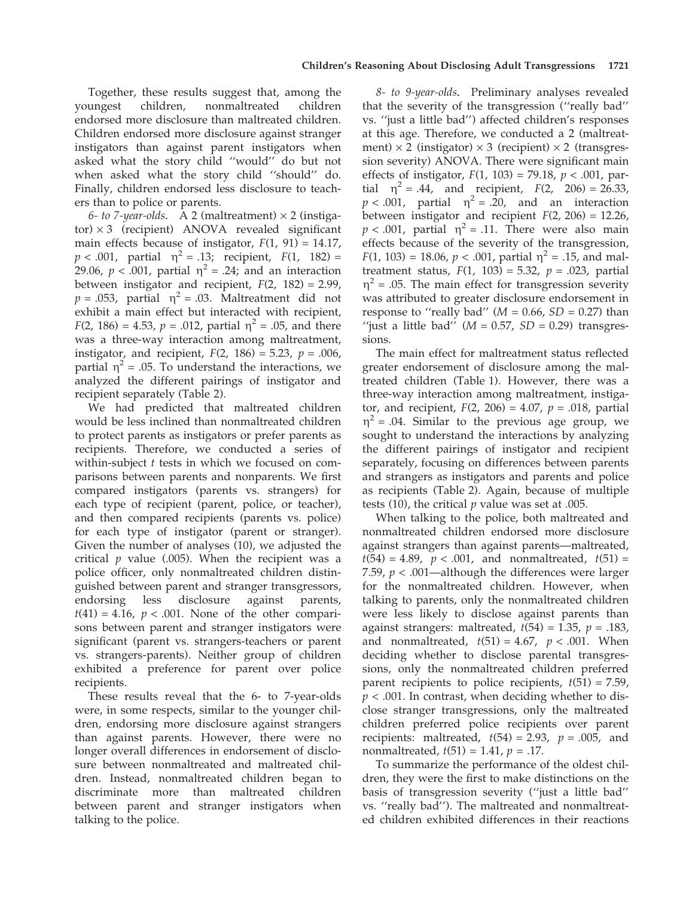Together, these results suggest that, among the youngest children, nonmaltreated children endorsed more disclosure than maltreated children. Children endorsed more disclosure against stranger instigators than against parent instigators when asked what the story child ''would'' do but not when asked what the story child ''should'' do. Finally, children endorsed less disclosure to teachers than to police or parents.

*6- to 7-year-olds*. A 2 (maltreatment) × 2 (instigator) × 3 (recipient) ANOVA revealed significant main effects because of instigator, $F(1, 91) = 14.17$, $p < .001$, partial $\eta^2 = .13$; recipient, $F(1, 182) = 29.06$, $p < .001$, partial $\eta^2 = .24$; and an interaction between instigator and recipient, $F(2, 182) = 2.99$, $p = .053$, partial $\eta^2 = .03$. Maltreatment did not exhibit a main effect but interacted with recipient, $F(2, 186) = 4.53$, $p = .012$, partial $\eta^2 = .05$, and there was a three-way interaction among maltreatment, instigator, and recipient, $F(2, 186) = 5.23$, $p = .006$, partial $\eta^2 = .05$. To understand the interactions, we analyzed the different pairings of instigator and recipient separately (Table 2).

We had predicted that maltreated children would be less inclined than nonmaltreated children to protect parents as instigators or prefer parents as recipients. Therefore, we conducted a series of within-subject *t* tests in which we focused on comparisons between parents and nonparents. We first compared instigators (parents vs. strangers) for each type of recipient (parent, police, or teacher), and then compared recipients (parents vs. police) for each type of instigator (parent or stranger). Given the number of analyses (10), we adjusted the critical *p* value (.005). When the recipient was a police officer, only nonmaltreated children distinguished between parent and stranger transgressors, endorsing less disclosure against parents, $t(41) = 4.16$, $p < .001$. None of the other comparisons between parent and stranger instigators were significant (parent vs. strangers-teachers or parent vs. strangers-parents). Neither group of children exhibited a preference for parent over police recipients.

These results reveal that the 6- to 7-year-olds were, in some respects, similar to the younger children, endorsing more disclosure against strangers than against parents. However, there were no longer overall differences in endorsement of disclosure between nonmaltreated and maltreated children. Instead, nonmaltreated children began to discriminate more than maltreated children between parent and stranger instigators when talking to the police.

*8- to 9-year-olds*. Preliminary analyses revealed that the severity of the transgression (''really bad'' vs. ''just a little bad'') affected children's responses at this age. Therefore, we conducted a 2 (maltreatment) × 2 (instigator) × 3 (recipient) × 2 (transgression severity) ANOVA. There were significant main effects of instigator, $F(1, 103) = 79.18$, $p < .001$, partial $\eta^2 = .44$, and recipient, $F(2, 206) = 26.33$, $p < .001$, partial $\eta^2 = .20$, and an interaction between instigator and recipient $F(2, 206) = 12.26$, $p < .001$, partial $\eta^2 = .11$. There were also main effects because of the severity of the transgression, $F(1, 103) = 18.06$, $p < .001$, partial $\eta^2 = .15$, and maltreatment status, $F(1, 103) = 5.32$, $p = .023$, partial $\eta^2 = .05$. The main effect for transgression severity was attributed to greater disclosure endorsement in response to ''really bad'' ($M = 0.66$, $SD = 0.27$) than ''just a little bad'' ($M = 0.57$, $SD = 0.29$) transgressions.

The main effect for maltreatment status reflected greater endorsement of disclosure among the maltreated children (Table 1). However, there was a three-way interaction among maltreatment, instigator, and recipient, $F(2, 206) = 4.07$, $p = .018$, partial $\eta^2 = .04$. Similar to the previous age group, we sought to understand the interactions by analyzing the different pairings of instigator and recipient separately, focusing on differences between parents and strangers as instigators and parents and police as recipients (Table 2). Again, because of multiple tests (10), the critical *p* value was set at .005.

When talking to the police, both maltreated and nonmaltreated children endorsed more disclosure against strangers than against parents—maltreated, $t(54) = 4.89$, $p < .001$, and nonmaltreated, $t(51) = 7.59$, $p < .001$—although the differences were larger for the nonmaltreated children. However, when talking to parents, only the nonmaltreated children were less likely to disclose against parents than against strangers: maltreated, $t(54) = 1.35$, $p = .183$, and nonmaltreated, $t(51) = 4.67$, $p < .001$. When deciding whether to disclose parental transgressions, only the nonmaltreated children preferred parent recipients to police recipients, $t(51) = 7.59$, $p < .001$. In contrast, when deciding whether to disclose stranger transgressions, only the maltreated children preferred police recipients over parent recipients: maltreated, $t(54) = 2.93$, $p = .005$, and nonmaltreated, $t(51) = 1.41$, $p = .17$.

To summarize the performance of the oldest children, they were the first to make distinctions on the basis of transgression severity (''just a little bad'' vs. ''really bad''). The maltreated and nonmaltreated children exhibited differences in their reactions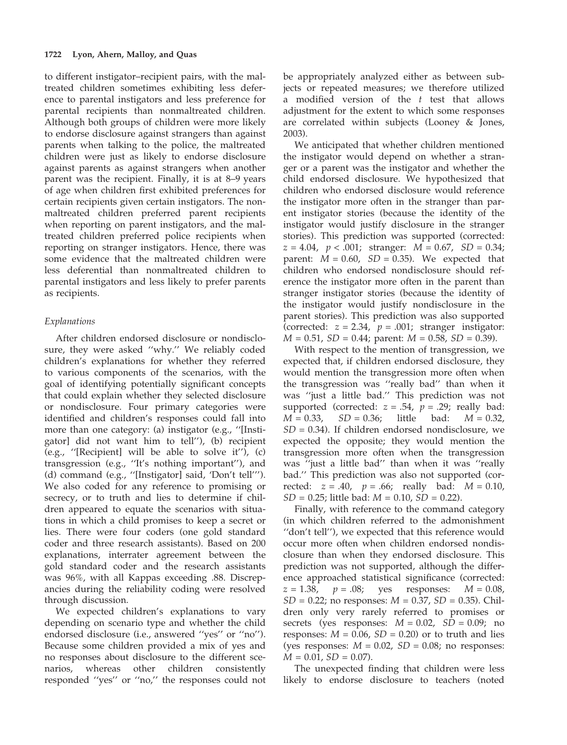to different instigator–recipient pairs, with the maltreated children sometimes exhibiting less deference to parental instigators and less preference for parental recipients than nonmaltreated children. Although both groups of children were more likely to endorse disclosure against strangers than against parents when talking to the police, the maltreated children were just as likely to endorse disclosure against parents as against strangers when another parent was the recipient. Finally, it is at 8–9 years of age when children first exhibited preferences for certain recipients given certain instigators. The nonmaltreated children preferred parent recipients when reporting on parent instigators, and the maltreated children preferred police recipients when reporting on stranger instigators. Hence, there was some evidence that the maltreated children were less deferential than nonmaltreated children to parental instigators and less likely to prefer parents as recipients.

### *Explanations*

After children endorsed disclosure or nondisclosure, they were asked ''why.'' We reliably coded children's explanations for whether they referred to various components of the scenarios, with the goal of identifying potentially significant concepts that could explain whether they selected disclosure or nondisclosure. Four primary categories were identified and children's responses could fall into more than one category: (a) instigator (e.g., ''[Instigator] did not want him to tell''), (b) recipient (e.g., ''[Recipient] will be able to solve it''), (c) transgression (e.g., ''It's nothing important''), and (d) command (e.g., ''[Instigator] said, 'Don't tell'''). We also coded for any reference to promising or secrecy, or to truth and lies to determine if children appeared to equate the scenarios with situations in which a child promises to keep a secret or lies. There were four coders (one gold standard coder and three research assistants). Based on 200 explanations, interrater agreement between the gold standard coder and the research assistants was 96%, with all Kappas exceeding .88. Discrepancies during the reliability coding were resolved through discussion.

We expected children's explanations to vary depending on scenario type and whether the child endorsed disclosure (i.e., answered ''yes'' or ''no''). Because some children provided a mix of yes and no responses about disclosure to the different scenarios, whereas other children consistently responded ''yes'' or ''no,'' the responses could not be appropriately analyzed either as between subjects or repeated measures; we therefore utilized a modified version of the $t$ test that allows adjustment for the extent to which some responses are correlated within subjects (Looney & Jones, 2003).

We anticipated that whether children mentioned the instigator would depend on whether a stranger or a parent was the instigator and whether the child endorsed disclosure. We hypothesized that children who endorsed disclosure would reference the instigator more often in the stranger than parent instigator stories (because the identity of the instigator would justify disclosure in the stranger stories). This prediction was supported (corrected: $z = 4.04$, $p < .001$; stranger: $M = 0.67$, $SD = 0.34$; parent: $M = 0.60$, $SD = 0.35$). We expected that children who endorsed nondisclosure should reference the instigator more often in the parent than stranger instigator stories (because the identity of the instigator would justify nondisclosure in the parent stories). This prediction was also supported (corrected: $z = 2.34$, $p = .001$; stranger instigator: $M = 0.51$, $SD = 0.44$; parent: $M = 0.58$, $SD = 0.39$).

With respect to the mention of transgression, we expected that, if children endorsed disclosure, they would mention the transgression more often when the transgression was ''really bad'' than when it was ''just a little bad.'' This prediction was not supported (corrected: $z = .54$, $p = .29$; really bad: $M = 0.33$, $SD = 0.36$; little bad: $M = 0.32$, $SD = 0.34$). If children endorsed nondisclosure, we expected the opposite; they would mention the transgression more often when the transgression was ''just a little bad'' than when it was ''really bad.'' This prediction was also not supported (corrected: $z = .40$, $p = .66$; really bad: $M = 0.10$, $SD = 0.25$; little bad: $M = 0.10$, $SD = 0.22$).

Finally, with reference to the command category (in which children referred to the admonishment ''don't tell''), we expected that this reference would occur more often when children endorsed nondisclosure than when they endorsed disclosure. This prediction was not supported, although the difference approached statistical significance (corrected: $z = 1.38$, $p = .08$; yes responses: $M = 0.08$, $SD = 0.22$; no responses: $M = 0.37$, $SD = 0.35$). Children only very rarely referred to promises or secrets (yes responses: $M = 0.02$, $SD = 0.09$; no responses: $M = 0.06$, $SD = 0.20$) or to truth and lies (yes responses: $M = 0.02$, $SD = 0.08$; no responses: $M = 0.01$, $SD = 0.07$).

The unexpected finding that children were less likely to endorse disclosure to teachers (noted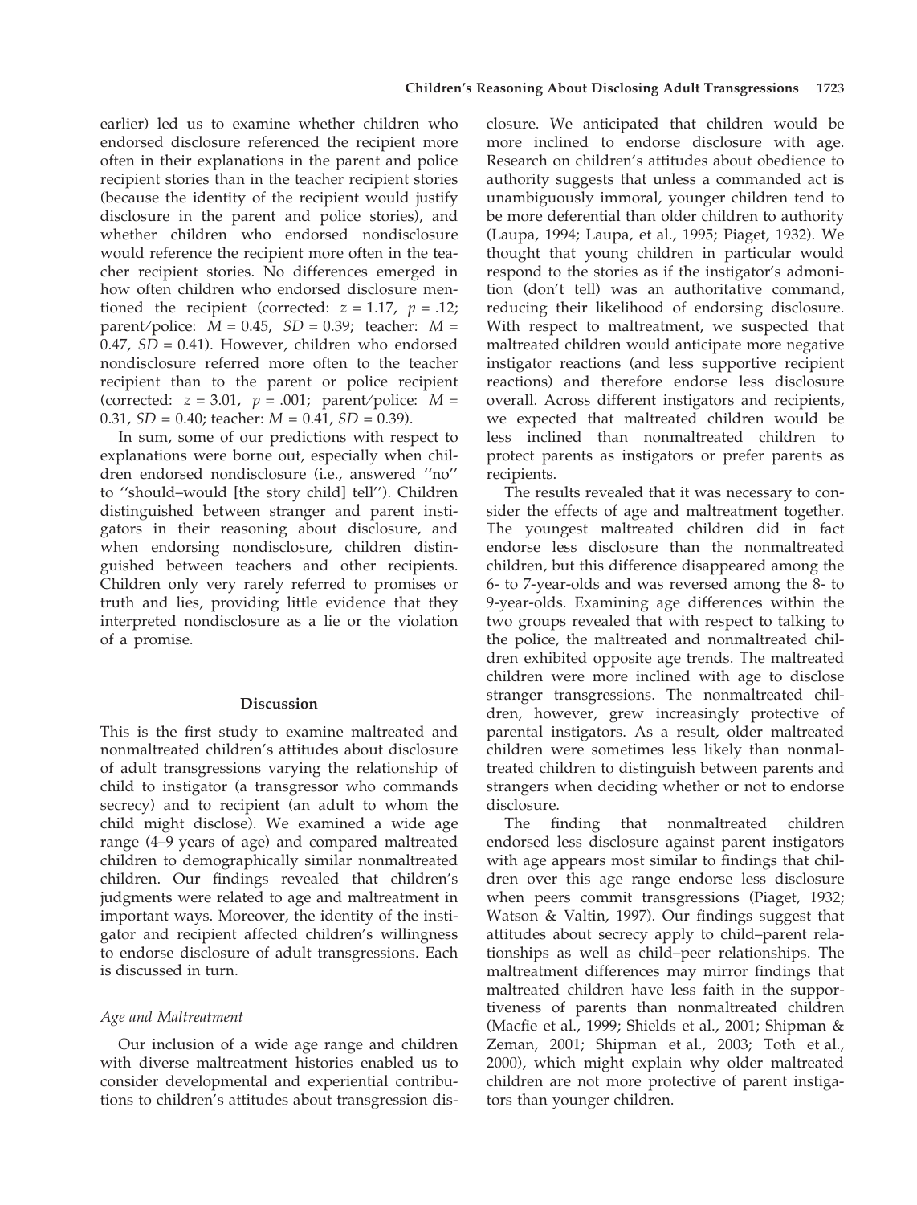earlier) led us to examine whether children who endorsed disclosure referenced the recipient more often in their explanations in the parent and police recipient stories than in the teacher recipient stories (because the identity of the recipient would justify disclosure in the parent and police stories), and whether children who endorsed nondisclosure would reference the recipient more often in the teacher recipient stories. No differences emerged in how often children who endorsed disclosure mentioned the recipient (corrected: $z = 1.17$, $p = .12$; parent/police: $M = 0.45$, $SD = 0.39$; teacher: $M = 0.47$, $SD = 0.41$). However, children who endorsed nondisclosure referred more often to the teacher recipient than to the parent or police recipient (corrected: $z = 3.01$, $p = .001$; parent/police: $M = 0.31$, $SD = 0.40$; teacher: $M = 0.41$, $SD = 0.39$).

In sum, some of our predictions with respect to explanations were borne out, especially when children endorsed nondisclosure (i.e., answered ''no'' to ''should–would [the story child] tell''). Children distinguished between stranger and parent instigators in their reasoning about disclosure, and when endorsing nondisclosure, children distinguished between teachers and other recipients. Children only very rarely referred to promises or truth and lies, providing little evidence that they interpreted nondisclosure as a lie or the violation of a promise.

## Discussion

This is the first study to examine maltreated and nonmaltreated children's attitudes about disclosure of adult transgressions varying the relationship of child to instigator (a transgressor who commands secrecy) and to recipient (an adult to whom the child might disclose). We examined a wide age range (4–9 years of age) and compared maltreated children to demographically similar nonmaltreated children. Our findings revealed that children's judgments were related to age and maltreatment in important ways. Moreover, the identity of the instigator and recipient affected children's willingness to endorse disclosure of adult transgressions. Each is discussed in turn.

### *Age and Maltreatment*

Our inclusion of a wide age range and children with diverse maltreatment histories enabled us to consider developmental and experiential contributions to children's attitudes about transgression disclosure. We anticipated that children would be more inclined to endorse disclosure with age. Research on children's attitudes about obedience to authority suggests that unless a commanded act is unambiguously immoral, younger children tend to be more deferential than older children to authority (Laupa, 1994; Laupa, et al., 1995; Piaget, 1932). We thought that young children in particular would respond to the stories as if the instigator's admonition (don't tell) was an authoritative command, reducing their likelihood of endorsing disclosure. With respect to maltreatment, we suspected that maltreated children would anticipate more negative instigator reactions (and less supportive recipient reactions) and therefore endorse less disclosure overall. Across different instigators and recipients, we expected that maltreated children would be less inclined than nonmaltreated children to protect parents as instigators or prefer parents as recipients.

The results revealed that it was necessary to consider the effects of age and maltreatment together. The youngest maltreated children did in fact endorse less disclosure than the nonmaltreated children, but this difference disappeared among the 6- to 7-year-olds and was reversed among the 8- to 9-year-olds. Examining age differences within the two groups revealed that with respect to talking to the police, the maltreated and nonmaltreated children exhibited opposite age trends. The maltreated children were more inclined with age to disclose stranger transgressions. The nonmaltreated children, however, grew increasingly protective of parental instigators. As a result, older maltreated children were sometimes less likely than nonmaltreated children to distinguish between parents and strangers when deciding whether or not to endorse disclosure.

The finding that nonmaltreated children endorsed less disclosure against parent instigators with age appears most similar to findings that children over this age range endorse less disclosure when peers commit transgressions (Piaget, 1932; Watson & Valtin, 1997). Our findings suggest that attitudes about secrecy apply to child–parent relationships as well as child–peer relationships. The maltreatment differences may mirror findings that maltreated children have less faith in the supportiveness of parents than nonmaltreated children (Macfie et al., 1999; Shields et al., 2001; Shipman & Zeman, 2001; Shipman et al., 2003; Toth et al., 2000), which might explain why older maltreated children are not more protective of parent instigators than younger children.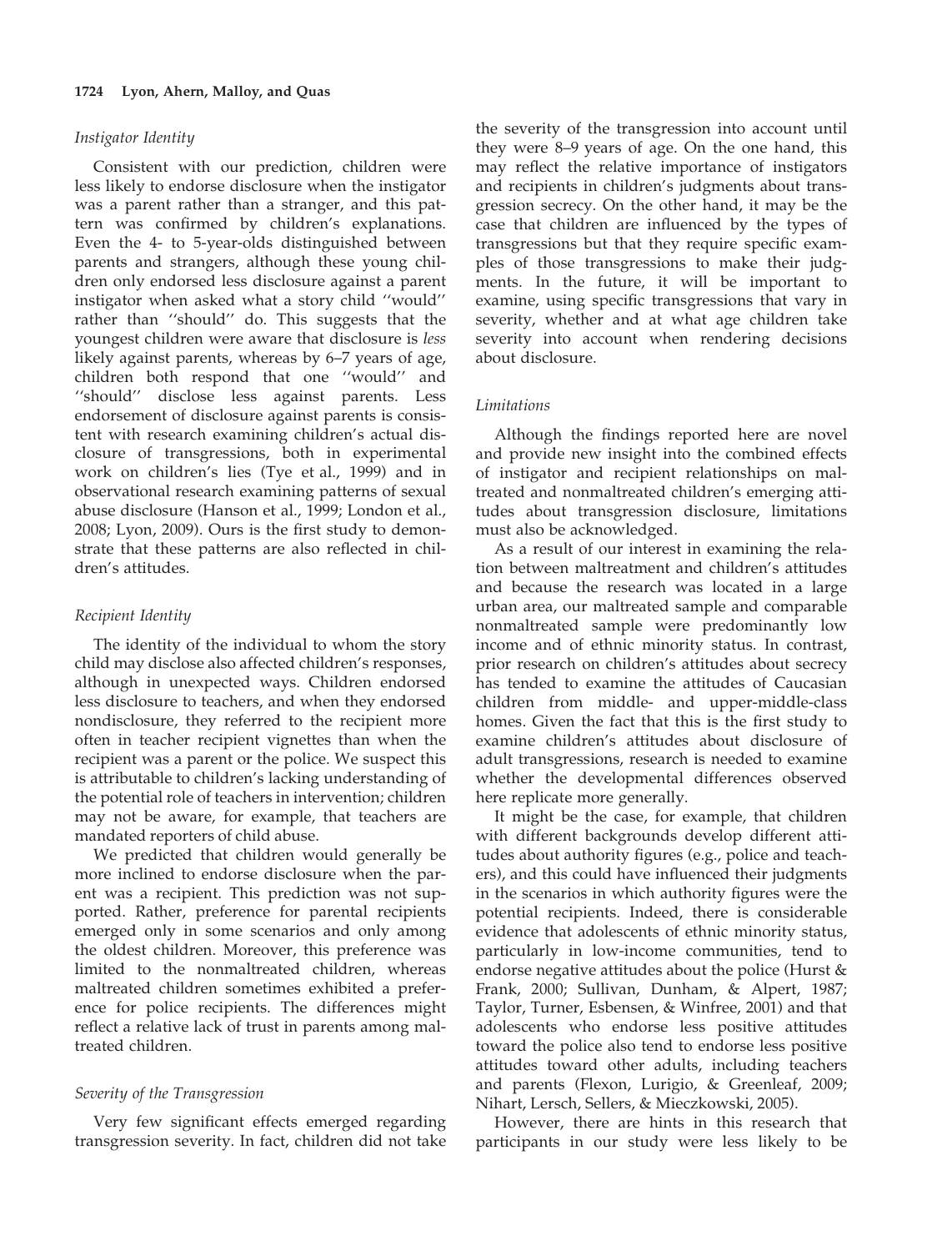### *Instigator Identity*

Consistent with our prediction, children were less likely to endorse disclosure when the instigator was a parent rather than a stranger, and this pattern was confirmed by children's explanations. Even the 4- to 5-year-olds distinguished between parents and strangers, although these young children only endorsed less disclosure against a parent instigator when asked what a story child ''would'' rather than ''should'' do. This suggests that the youngest children were aware that disclosure is *less* likely against parents, whereas by 6–7 years of age, children both respond that one ''would'' and ''should'' disclose less against parents. Less endorsement of disclosure against parents is consistent with research examining children's actual disclosure of transgressions, both in experimental work on children's lies (Tye et al., 1999) and in observational research examining patterns of sexual abuse disclosure (Hanson et al., 1999; London et al., 2008; Lyon, 2009). Ours is the first study to demonstrate that these patterns are also reflected in children's attitudes.

### *Recipient Identity*

The identity of the individual to whom the story child may disclose also affected children's responses, although in unexpected ways. Children endorsed less disclosure to teachers, and when they endorsed nondisclosure, they referred to the recipient more often in teacher recipient vignettes than when the recipient was a parent or the police. We suspect this is attributable to children's lacking understanding of the potential role of teachers in intervention; children may not be aware, for example, that teachers are mandated reporters of child abuse.

We predicted that children would generally be more inclined to endorse disclosure when the parent was a recipient. This prediction was not supported. Rather, preference for parental recipients emerged only in some scenarios and only among the oldest children. Moreover, this preference was limited to the nonmaltreated children, whereas maltreated children sometimes exhibited a preference for police recipients. The differences might reflect a relative lack of trust in parents among maltreated children.

### *Severity of the Transgression*

Very few significant effects emerged regarding transgression severity. In fact, children did not take the severity of the transgression into account until they were 8–9 years of age. On the one hand, this may reflect the relative importance of instigators and recipients in children's judgments about transgression secrecy. On the other hand, it may be the case that children are influenced by the types of transgressions but that they require specific examples of those transgressions to make their judgments. In the future, it will be important to examine, using specific transgressions that vary in severity, whether and at what age children take severity into account when rendering decisions about disclosure.

### *Limitations*

Although the findings reported here are novel and provide new insight into the combined effects of instigator and recipient relationships on maltreated and nonmaltreated children's emerging attitudes about transgression disclosure, limitations must also be acknowledged.

As a result of our interest in examining the relation between maltreatment and children's attitudes and because the research was located in a large urban area, our maltreated sample and comparable nonmaltreated sample were predominantly low income and of ethnic minority status. In contrast, prior research on children's attitudes about secrecy has tended to examine the attitudes of Caucasian children from middle- and upper-middle-class homes. Given the fact that this is the first study to examine children's attitudes about disclosure of adult transgressions, research is needed to examine whether the developmental differences observed here replicate more generally.

It might be the case, for example, that children with different backgrounds develop different attitudes about authority figures (e.g., police and teachers), and this could have influenced their judgments in the scenarios in which authority figures were the potential recipients. Indeed, there is considerable evidence that adolescents of ethnic minority status, particularly in low-income communities, tend to endorse negative attitudes about the police (Hurst & Frank, 2000; Sullivan, Dunham, & Alpert, 1987; Taylor, Turner, Esbensen, & Winfree, 2001) and that adolescents who endorse less positive attitudes toward the police also tend to endorse less positive attitudes toward other adults, including teachers and parents (Flexon, Lurigio, & Greenleaf, 2009; Nihart, Lersch, Sellers, & Mieczkowski, 2005).

However, there are hints in this research that participants in our study were less likely to be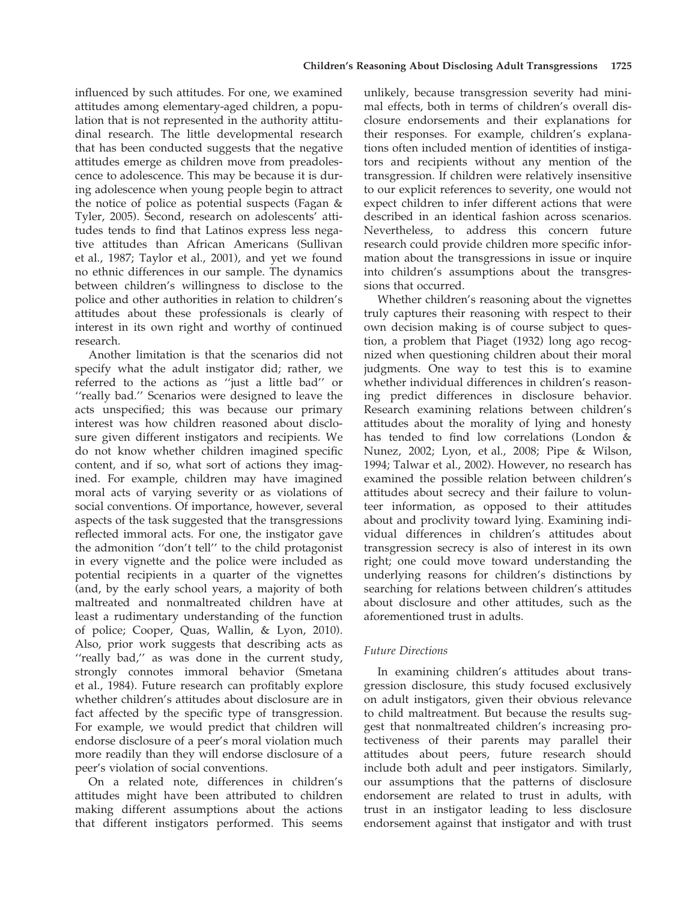influenced by such attitudes. For one, we examined attitudes among elementary-aged children, a population that is not represented in the authority attitudinal research. The little developmental research that has been conducted suggests that the negative attitudes emerge as children move from preadolescence to adolescence. This may be because it is during adolescence when young people begin to attract the notice of police as potential suspects (Fagan & Tyler, 2005). Second, research on adolescents' attitudes tends to find that Latinos express less negative attitudes than African Americans (Sullivan et al., 1987; Taylor et al., 2001), and yet we found no ethnic differences in our sample. The dynamics between children's willingness to disclose to the police and other authorities in relation to children's attitudes about these professionals is clearly of interest in its own right and worthy of continued research.

Another limitation is that the scenarios did not specify what the adult instigator did; rather, we referred to the actions as ''just a little bad'' or ''really bad.'' Scenarios were designed to leave the acts unspecified; this was because our primary interest was how children reasoned about disclosure given different instigators and recipients. We do not know whether children imagined specific content, and if so, what sort of actions they imagined. For example, children may have imagined moral acts of varying severity or as violations of social conventions. Of importance, however, several aspects of the task suggested that the transgressions reflected immoral acts. For one, the instigator gave the admonition ''don't tell'' to the child protagonist in every vignette and the police were included as potential recipients in a quarter of the vignettes (and, by the early school years, a majority of both maltreated and nonmaltreated children have at least a rudimentary understanding of the function of police; Cooper, Quas, Wallin, & Lyon, 2010). Also, prior work suggests that describing acts as ''really bad,'' as was done in the current study, strongly connotes immoral behavior (Smetana et al., 1984). Future research can profitably explore whether children's attitudes about disclosure are in fact affected by the specific type of transgression. For example, we would predict that children will endorse disclosure of a peer's moral violation much more readily than they will endorse disclosure of a peer's violation of social conventions.

On a related note, differences in children's attitudes might have been attributed to children making different assumptions about the actions that different instigators performed. This seems unlikely, because transgression severity had minimal effects, both in terms of children's overall disclosure endorsements and their explanations for their responses. For example, children's explanations often included mention of identities of instigators and recipients without any mention of the transgression. If children were relatively insensitive to our explicit references to severity, one would not expect children to infer different actions that were described in an identical fashion across scenarios. Nevertheless, to address this concern future research could provide children more specific information about the transgressions in issue or inquire into children's assumptions about the transgressions that occurred.

Whether children's reasoning about the vignettes truly captures their reasoning with respect to their own decision making is of course subject to question, a problem that Piaget (1932) long ago recognized when questioning children about their moral judgments. One way to test this is to examine whether individual differences in children's reasoning predict differences in disclosure behavior. Research examining relations between children's attitudes about the morality of lying and honesty has tended to find low correlations (London & Nunez, 2002; Lyon, et al., 2008; Pipe & Wilson, 1994; Talwar et al., 2002). However, no research has examined the possible relation between children's attitudes about secrecy and their failure to volunteer information, as opposed to their attitudes about and proclivity toward lying. Examining individual differences in children's attitudes about transgression secrecy is also of interest in its own right; one could move toward understanding the underlying reasons for children's distinctions by searching for relations between children's attitudes about disclosure and other attitudes, such as the aforementioned trust in adults.

### *Future Directions*

In examining children's attitudes about transgression disclosure, this study focused exclusively on adult instigators, given their obvious relevance to child maltreatment. But because the results suggest that nonmaltreated children's increasing protectiveness of their parents may parallel their attitudes about peers, future research should include both adult and peer instigators. Similarly, our assumptions that the patterns of disclosure endorsement are related to trust in adults, with trust in an instigator leading to less disclosure endorsement against that instigator and with trust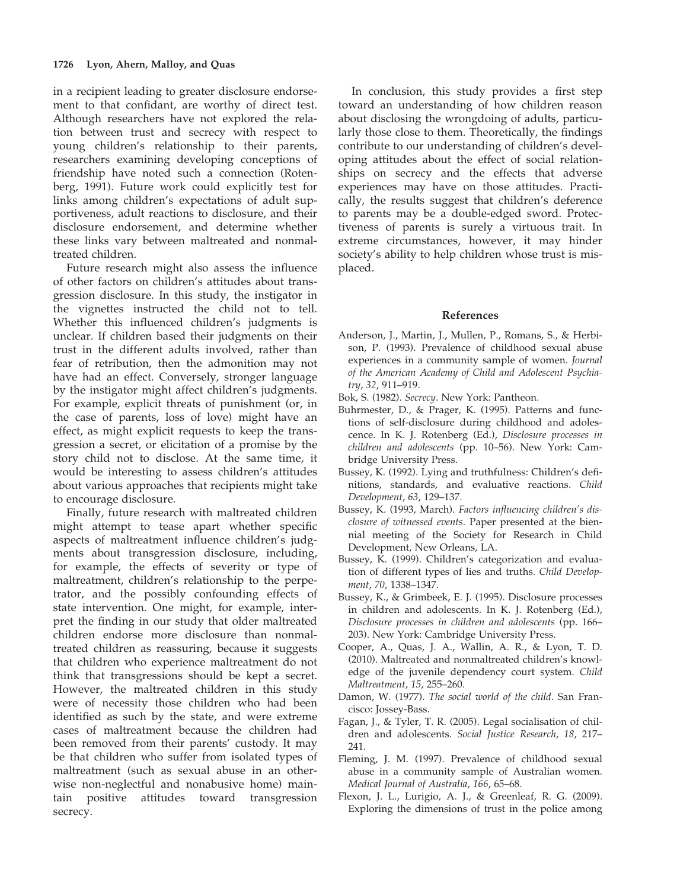in a recipient leading to greater disclosure endorsement to that confidant, are worthy of direct test. Although researchers have not explored the relation between trust and secrecy with respect to young children's relationship to their parents, researchers examining developing conceptions of friendship have noted such a connection (Rotenberg, 1991). Future work could explicitly test for links among children's expectations of adult supportiveness, adult reactions to disclosure, and their disclosure endorsement, and determine whether these links vary between maltreated and nonmaltreated children.

Future research might also assess the influence of other factors on children's attitudes about transgression disclosure. In this study, the instigator in the vignettes instructed the child not to tell. Whether this influenced children's judgments is unclear. If children based their judgments on their trust in the different adults involved, rather than fear of retribution, then the admonition may not have had an effect. Conversely, stronger language by the instigator might affect children's judgments. For example, explicit threats of punishment (or, in the case of parents, loss of love) might have an effect, as might explicit requests to keep the transgression a secret, or elicitation of a promise by the story child not to disclose. At the same time, it would be interesting to assess children's attitudes about various approaches that recipients might take to encourage disclosure.

Finally, future research with maltreated children might attempt to tease apart whether specific aspects of maltreatment influence children's judgments about transgression disclosure, including, for example, the effects of severity or type of maltreatment, children's relationship to the perpetrator, and the possibly confounding effects of state intervention. One might, for example, interpret the finding in our study that older maltreated children endorse more disclosure than nonmaltreated children as reassuring, because it suggests that children who experience maltreatment do not think that transgressions should be kept a secret. However, the maltreated children in this study were of necessity those children who had been identified as such by the state, and were extreme cases of maltreatment because the children had been removed from their parents' custody. It may be that children who suffer from isolated types of maltreatment (such as sexual abuse in an otherwise non-neglectful and nonabusive home) maintain positive attitudes toward transgression secrecy.

In conclusion, this study provides a first step toward an understanding of how children reason about disclosing the wrongdoing of adults, particularly those close to them. Theoretically, the findings contribute to our understanding of children's developing attitudes about the effect of social relationships on secrecy and the effects that adverse experiences may have on those attitudes. Practically, the results suggest that children's deference to parents may be a double-edged sword. Protectiveness of parents is surely a virtuous trait. In extreme circumstances, however, it may hinder society's ability to help children whose trust is misplaced.

## References

Anderson, J., Martin, J., Mullen, P., Romans, S., & Herbison, P. (1993). Prevalence of childhood sexual abuse experiences in a community sample of women. *Journal of the American Academy of Child and Adolescent Psychiatry*, *32*, 911–919.

Bok, S. (1982). *Secrecy*. New York: Pantheon.

Buhrmester, D., & Prager, K. (1995). Patterns and functions of self-disclosure during childhood and adolescence. In K. J. Rotenberg (Ed.), *Disclosure processes in children and adolescents* (pp. 10–56). New York: Cambridge University Press.

Bussey, K. (1992). Lying and truthfulness: Children's definitions, standards, and evaluative reactions. *Child Development*, *63*, 129–137.

Bussey, K. (1993, March). *Factors influencing children's disclosure of witnessed events*. Paper presented at the biennial meeting of the Society for Research in Child Development, New Orleans, LA.

Bussey, K. (1999). Children's categorization and evaluation of different types of lies and truths. *Child Development*, *70*, 1338–1347.

Bussey, K., & Grimbeek, E. J. (1995). Disclosure processes in children and adolescents. In K. J. Rotenberg (Ed.), *Disclosure processes in children and adolescents* (pp. 166–203). New York: Cambridge University Press.

Cooper, A., Quas, J. A., Wallin, A. R., & Lyon, T. D. (2010). Maltreated and nonmaltreated children's knowledge of the juvenile dependency court system. *Child Maltreatment*, *15*, 255–260.

Damon, W. (1977). *The social world of the child*. San Francisco: Jossey-Bass.

Fagan, J., & Tyler, T. R. (2005). Legal socialisation of children and adolescents. *Social Justice Research*, *18*, 217–241.

Fleming, J. M. (1997). Prevalence of childhood sexual abuse in a community sample of Australian women. *Medical Journal of Australia*, *166*, 65–68.

Flexon, J. L., Lurigio, A. J., & Greenleaf, R. G. (2009). Exploring the dimensions of trust in the police among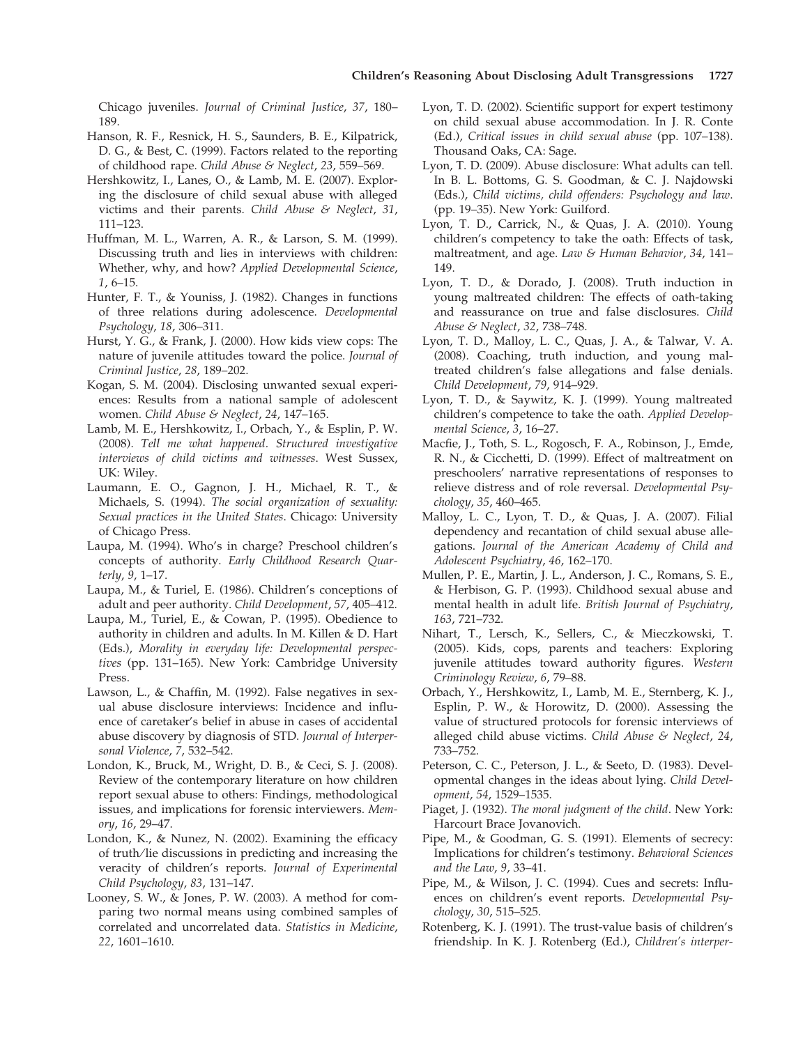Chicago juveniles. *Journal of Criminal Justice*, *37*, 180–189.

Hanson, R. F., Resnick, H. S., Saunders, B. E., Kilpatrick, D. G., & Best, C. (1999). Factors related to the reporting of childhood rape. *Child Abuse & Neglect*, *23*, 559–569.

Hershkowitz, I., Lanes, O., & Lamb, M. E. (2007). Exploring the disclosure of child sexual abuse with alleged victims and their parents. *Child Abuse & Neglect*, *31*, 111–123.

Huffman, M. L., Warren, A. R., & Larson, S. M. (1999). Discussing truth and lies in interviews with children: Whether, why, and how? *Applied Developmental Science*, *1*, 6–15.

Hunter, F. T., & Youniss, J. (1982). Changes in functions of three relations during adolescence. *Developmental Psychology*, *18*, 306–311.

Hurst, Y. G., & Frank, J. (2000). How kids view cops: The nature of juvenile attitudes toward the police. *Journal of Criminal Justice*, *28*, 189–202.

Kogan, S. M. (2004). Disclosing unwanted sexual experiences: Results from a national sample of adolescent women. *Child Abuse & Neglect*, *24*, 147–165.

Lamb, M. E., Hershkowitz, I., Orbach, Y., & Esplin, P. W. (2008). *Tell me what happened. Structured investigative interviews of child victims and witnesses*. West Sussex, UK: Wiley.

Laumann, E. O., Gagnon, J. H., Michael, R. T., & Michaels, S. (1994). *The social organization of sexuality: Sexual practices in the United States*. Chicago: University of Chicago Press.

Laupa, M. (1994). Who's in charge? Preschool children's concepts of authority. *Early Childhood Research Quarterly*, *9*, 1–17.

Laupa, M., & Turiel, E. (1986). Children's conceptions of adult and peer authority. *Child Development*, *57*, 405–412.

Laupa, M., Turiel, E., & Cowan, P. (1995). Obedience to authority in children and adults. In M. Killen & D. Hart (Eds.), *Morality in everyday life: Developmental perspectives* (pp. 131–165). New York: Cambridge University Press.

Lawson, L., & Chaffin, M. (1992). False negatives in sexual abuse disclosure interviews: Incidence and influence of caretaker's belief in abuse in cases of accidental abuse discovery by diagnosis of STD. *Journal of Interpersonal Violence*, *7*, 532–542.

London, K., Bruck, M., Wright, D. B., & Ceci, S. J. (2008). Review of the contemporary literature on how children report sexual abuse to others: Findings, methodological issues, and implications for forensic interviewers. *Memory*, *16*, 29–47.

London, K., & Nunez, N. (2002). Examining the efficacy of truth/lie discussions in predicting and increasing the veracity of children's reports. *Journal of Experimental Child Psychology*, *83*, 131–147.

Looney, S. W., & Jones, P. W. (2003). A method for comparing two normal means using combined samples of correlated and uncorrelated data. *Statistics in Medicine*, *22*, 1601–1610.

Lyon, T. D. (2002). Scientific support for expert testimony on child sexual abuse accommodation. In J. R. Conte (Ed.), *Critical issues in child sexual abuse* (pp. 107–138). Thousand Oaks, CA: Sage.

Lyon, T. D. (2009). Abuse disclosure: What adults can tell. In B. L. Bottoms, G. S. Goodman, & C. J. Najdowski (Eds.), *Child victims, child offenders: Psychology and law*. (pp. 19–35). New York: Guilford.

Lyon, T. D., Carrick, N., & Quas, J. A. (2010). Young children's competency to take the oath: Effects of task, maltreatment, and age. *Law & Human Behavior*, *34*, 141–149.

Lyon, T. D., & Dorado, J. (2008). Truth induction in young maltreated children: The effects of oath-taking and reassurance on true and false disclosures. *Child Abuse & Neglect*, *32*, 738–748.

Lyon, T. D., Malloy, L. C., Quas, J. A., & Talwar, V. A. (2008). Coaching, truth induction, and young maltreated children's false allegations and false denials. *Child Development*, *79*, 914–929.

Lyon, T. D., & Saywitz, K. J. (1999). Young maltreated children's competence to take the oath. *Applied Developmental Science*, *3*, 16–27.

Macfie, J., Toth, S. L., Rogosch, F. A., Robinson, J., Emde, R. N., & Cicchetti, D. (1999). Effect of maltreatment on preschoolers' narrative representations of responses to relieve distress and of role reversal. *Developmental Psychology*, *35*, 460–465.

Malloy, L. C., Lyon, T. D., & Quas, J. A. (2007). Filial dependency and recantation of child sexual abuse allegations. *Journal of the American Academy of Child and Adolescent Psychiatry*, *46*, 162–170.

Mullen, P. E., Martin, J. L., Anderson, J. C., Romans, S. E., & Herbison, G. P. (1993). Childhood sexual abuse and mental health in adult life. *British Journal of Psychiatry*, *163*, 721–732.

Nihart, T., Lersch, K., Sellers, C., & Mieczkowski, T. (2005). Kids, cops, parents and teachers: Exploring juvenile attitudes toward authority figures. *Western Criminology Review*, *6*, 79–88.

Orbach, Y., Hershkowitz, I., Lamb, M. E., Sternberg, K. J., Esplin, P. W., & Horowitz, D. (2000). Assessing the value of structured protocols for forensic interviews of alleged child abuse victims. *Child Abuse & Neglect*, *24*, 733–752.

Peterson, C. C., Peterson, J. L., & Seeto, D. (1983). Developmental changes in the ideas about lying. *Child Development*, *54*, 1529–1535.

Piaget, J. (1932). *The moral judgment of the child*. New York: Harcourt Brace Jovanovich.

Pipe, M., & Goodman, G. S. (1991). Elements of secrecy: Implications for children's testimony. *Behavioral Sciences and the Law*, *9*, 33–41.

Pipe, M., & Wilson, J. C. (1994). Cues and secrets: Influences on children's event reports. *Developmental Psychology*, *30*, 515–525.

Rotenberg, K. J. (1991). The trust-value basis of children's friendship. In K. J. Rotenberg (Ed.), *Children's interper-*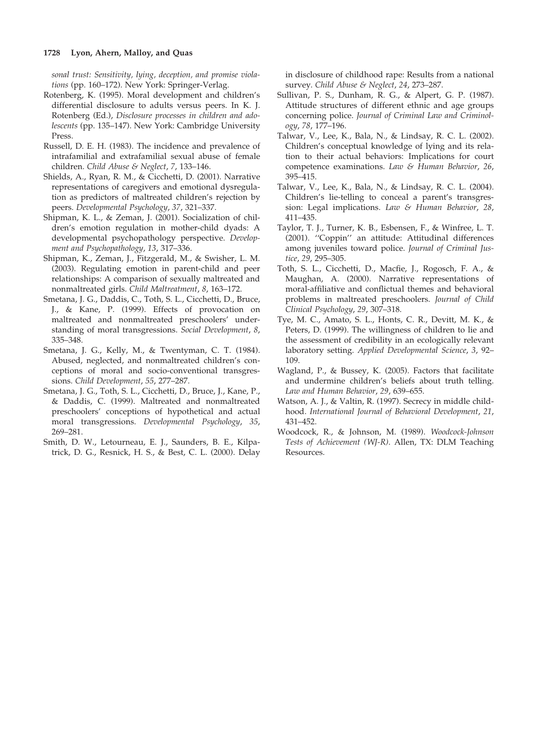*sonal trust: Sensitivity, lying, deception, and promise violations* (pp. 160–172). New York: Springer-Verlag.

Rotenberg, K. (1995). Moral development and children's differential disclosure to adults versus peers. In K. J. Rotenberg (Ed.), *Disclosure processes in children and adolescents* (pp. 135–147). New York: Cambridge University Press.

Russell, D. E. H. (1983). The incidence and prevalence of intrafamilial and extrafamilial sexual abuse of female children. *Child Abuse & Neglect*, *7*, 133–146.

Shields, A., Ryan, R. M., & Cicchetti, D. (2001). Narrative representations of caregivers and emotional dysregulation as predictors of maltreated children's rejection by peers. *Developmental Psychology*, *37*, 321–337.

Shipman, K. L., & Zeman, J. (2001). Socialization of children's emotion regulation in mother-child dyads: A developmental psychopathology perspective. *Development and Psychopathology*, *13*, 317–336.

Shipman, K., Zeman, J., Fitzgerald, M., & Swisher, L. M. (2003). Regulating emotion in parent-child and peer relationships: A comparison of sexually maltreated and nonmaltreated girls. *Child Maltreatment*, *8*, 163–172.

Smetana, J. G., Daddis, C., Toth, S. L., Cicchetti, D., Bruce, J., & Kane, P. (1999). Effects of provocation on maltreated and nonmaltreated preschoolers' understanding of moral transgressions. *Social Development*, *8*, 335–348.

Smetana, J. G., Kelly, M., & Twentyman, C. T. (1984). Abused, neglected, and nonmaltreated children's conceptions of moral and socio-conventional transgressions. *Child Development*, *55*, 277–287.

Smetana, J. G., Toth, S. L., Cicchetti, D., Bruce, J., Kane, P., & Daddis, C. (1999). Maltreated and nonmaltreated preschoolers' conceptions of hypothetical and actual moral transgressions. *Developmental Psychology*, *35*, 269–281.

Smith, D. W., Letourneau, E. J., Saunders, B. E., Kilpatrick, D. G., Resnick, H. S., & Best, C. L. (2000). Delay in disclosure of childhood rape: Results from a national survey. *Child Abuse & Neglect*, *24*, 273–287.

Sullivan, P. S., Dunham, R. G., & Alpert, G. P. (1987). Attitude structures of different ethnic and age groups concerning police. *Journal of Criminal Law and Criminology*, *78*, 177–196.

Talwar, V., Lee, K., Bala, N., & Lindsay, R. C. L. (2002). Children's conceptual knowledge of lying and its relation to their actual behaviors: Implications for court competence examinations. *Law & Human Behavior*, *26*, 395–415.

Talwar, V., Lee, K., Bala, N., & Lindsay, R. C. L. (2004). Children's lie-telling to conceal a parent's transgression: Legal implications. *Law & Human Behavior*, *28*, 411–435.

Taylor, T. J., Turner, K. B., Esbensen, F., & Winfree, L. T. (2001). ''Coppin'' an attitude: Attitudinal differences among juveniles toward police. *Journal of Criminal Justice*, *29*, 295–305.

Toth, S. L., Cicchetti, D., Macfie, J., Rogosch, F. A., & Maughan, A. (2000). Narrative representations of moral-affiliative and conflictual themes and behavioral problems in maltreated preschoolers. *Journal of Child Clinical Psychology*, *29*, 307–318.

Tye, M. C., Amato, S. L., Honts, C. R., Devitt, M. K., & Peters, D. (1999). The willingness of children to lie and the assessment of credibility in an ecologically relevant laboratory setting. *Applied Developmental Science*, *3*, 92–109.

Wagland, P., & Bussey, K. (2005). Factors that facilitate and undermine children's beliefs about truth telling. *Law and Human Behavior*, *29*, 639–655.

Watson, A. J., & Valtin, R. (1997). Secrecy in middle childhood. *International Journal of Behavioral Development*, *21*, 431–452.

Woodcock, R., & Johnson, M. (1989). *Woodcock-Johnson Tests of Achievement (WJ-R)*. Allen, TX: DLM Teaching Resources.